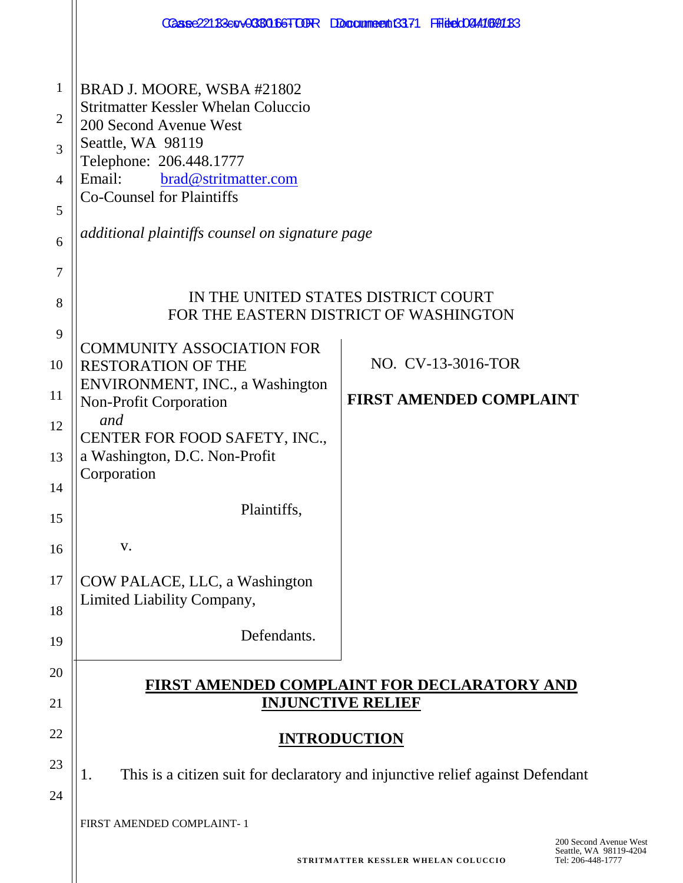BRAD J. MOORE, WSBA #21802
Stritmatter Kessler Whelan Coluccio
200 Second Avenue West
Seattle, WA 98119
Telephone: 206.448.1777
Email: brad@stritmatter.com
Co-Counsel for Plaintiffs

*additional plaintiffs counsel on signature page*

IN THE UNITED STATES DISTRICT COURT
FOR THE EASTERN DISTRICT OF WASHINGTON

| | |
|---|---|
| COMMUNITY ASSOCIATION FOR RESTORATION OF THE ENVIRONMENT, INC., a Washington Non-Profit Corporation<br>*and*<br>CENTER FOR FOOD SAFETY, INC., a Washington, D.C. Non-Profit Corporation<br><br>Plaintiffs,<br><br>v.<br><br>COW PALACE, LLC, a Washington Limited Liability Company,<br><br>Defendants. | NO. CV-13-3016-TOR<br><br>**FIRST AMENDED COMPLAINT** |

## FIRST AMENDED COMPLAINT FOR DECLARATORY AND INJUNCTIVE RELIEF

## INTRODUCTION

1. This is a citizen suit for declaratory and injunctive relief against Defendant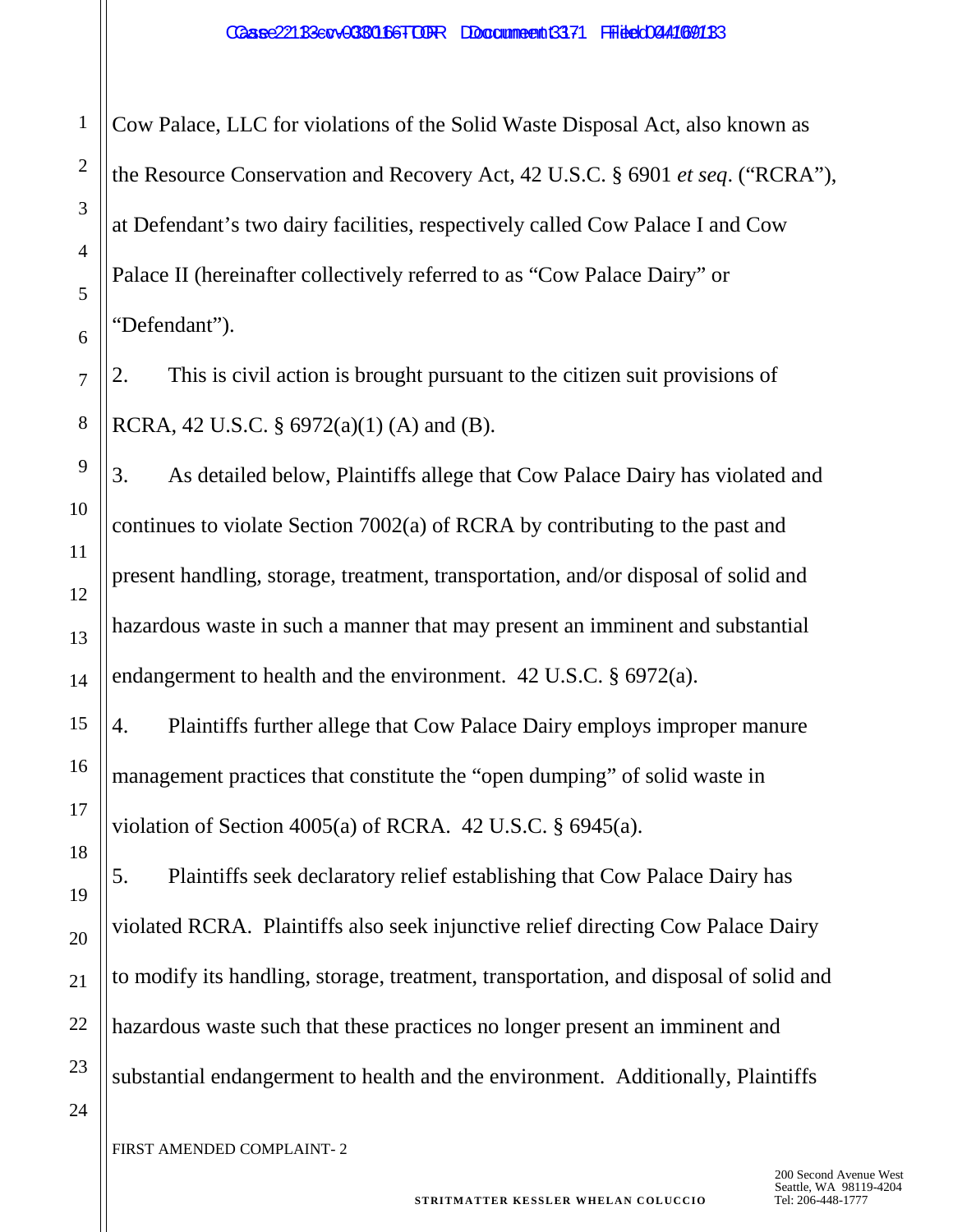Cow Palace, LLC for violations of the Solid Waste Disposal Act, also known as the Resource Conservation and Recovery Act, 42 U.S.C. § 6901 *et seq*. ("RCRA"), at Defendant's two dairy facilities, respectively called Cow Palace I and Cow Palace II (hereinafter collectively referred to as "Cow Palace Dairy" or "Defendant").

2. This is civil action is brought pursuant to the citizen suit provisions of RCRA, 42 U.S.C. § 6972(a)(1) (A) and (B).

3. As detailed below, Plaintiffs allege that Cow Palace Dairy has violated and continues to violate Section 7002(a) of RCRA by contributing to the past and present handling, storage, treatment, transportation, and/or disposal of solid and hazardous waste in such a manner that may present an imminent and substantial endangerment to health and the environment. 42 U.S.C. § 6972(a).

4. Plaintiffs further allege that Cow Palace Dairy employs improper manure management practices that constitute the "open dumping" of solid waste in violation of Section 4005(a) of RCRA. 42 U.S.C. § 6945(a).

5. Plaintiffs seek declaratory relief establishing that Cow Palace Dairy has violated RCRA. Plaintiffs also seek injunctive relief directing Cow Palace Dairy to modify its handling, storage, treatment, transportation, and disposal of solid and hazardous waste such that these practices no longer present an imminent and substantial endangerment to health and the environment. Additionally, Plaintiffs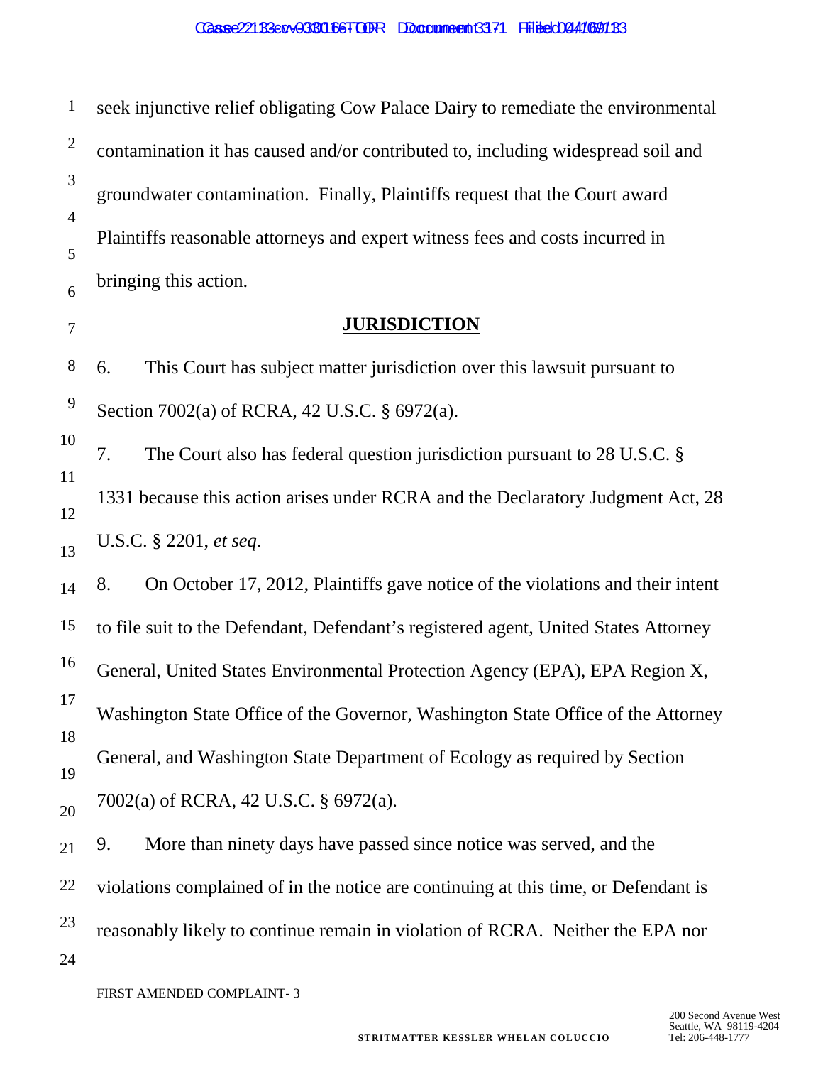seek injunctive relief obligating Cow Palace Dairy to remediate the environmental contamination it has caused and/or contributed to, including widespread soil and groundwater contamination. Finally, Plaintiffs request that the Court award Plaintiffs reasonable attorneys and expert witness fees and costs incurred in bringing this action.

## JURISDICTION

6. This Court has subject matter jurisdiction over this lawsuit pursuant to Section 7002(a) of RCRA, 42 U.S.C. § 6972(a).

7. The Court also has federal question jurisdiction pursuant to 28 U.S.C. § 1331 because this action arises under RCRA and the Declaratory Judgment Act, 28 U.S.C. § 2201, *et seq*.

8. On October 17, 2012, Plaintiffs gave notice of the violations and their intent to file suit to the Defendant, Defendant's registered agent, United States Attorney General, United States Environmental Protection Agency (EPA), EPA Region X, Washington State Office of the Governor, Washington State Office of the Attorney General, and Washington State Department of Ecology as required by Section 7002(a) of RCRA, 42 U.S.C. § 6972(a).

9. More than ninety days have passed since notice was served, and the violations complained of in the notice are continuing at this time, or Defendant is reasonably likely to continue remain in violation of RCRA. Neither the EPA nor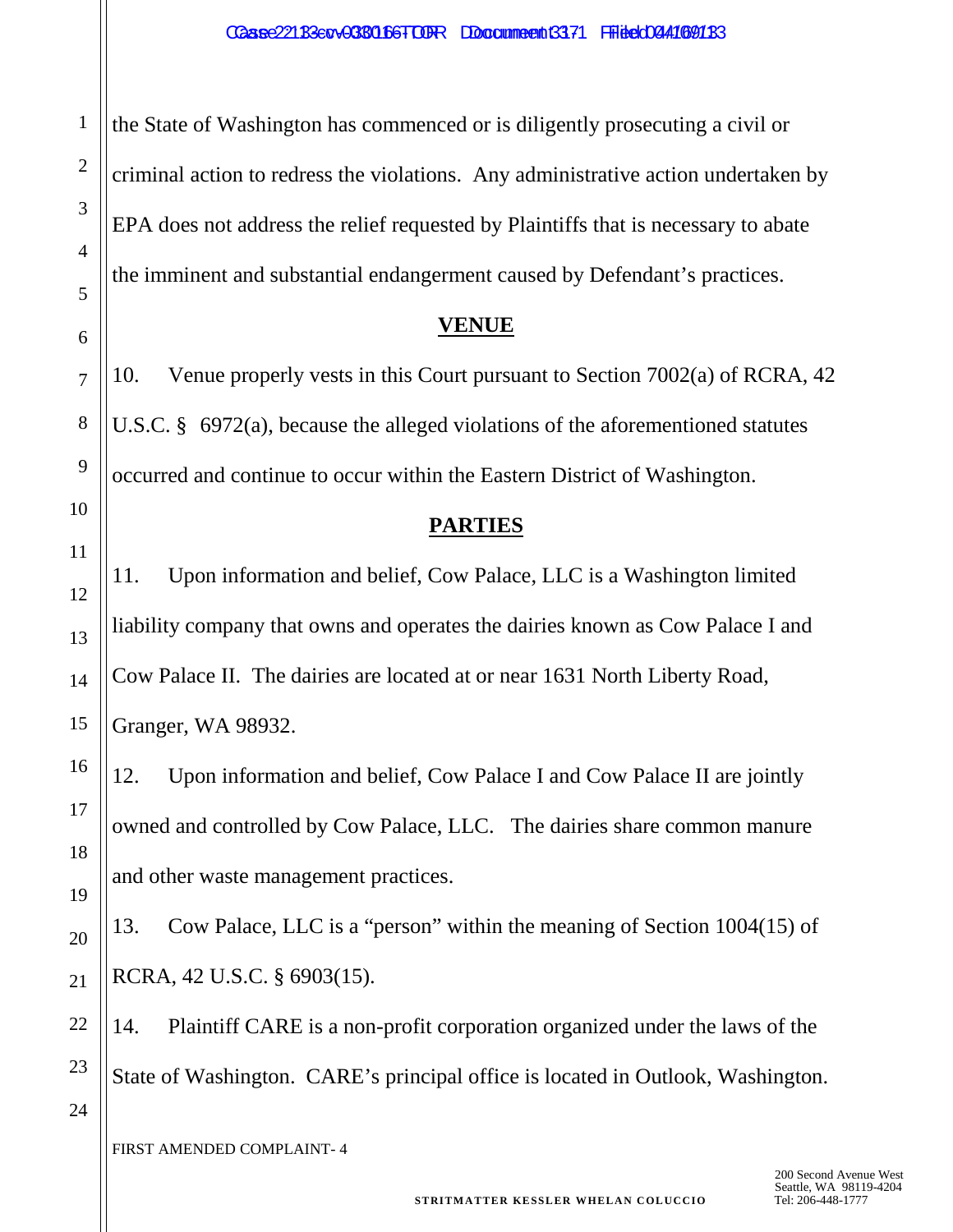the State of Washington has commenced or is diligently prosecuting a civil or criminal action to redress the violations. Any administrative action undertaken by EPA does not address the relief requested by Plaintiffs that is necessary to abate the imminent and substantial endangerment caused by Defendant's practices.

## VENUE

10. Venue properly vests in this Court pursuant to Section 7002(a) of RCRA, 42 U.S.C. § 6972(a), because the alleged violations of the aforementioned statutes occurred and continue to occur within the Eastern District of Washington.

## PARTIES

11. Upon information and belief, Cow Palace, LLC is a Washington limited liability company that owns and operates the dairies known as Cow Palace I and Cow Palace II. The dairies are located at or near 1631 North Liberty Road, Granger, WA 98932.

12. Upon information and belief, Cow Palace I and Cow Palace II are jointly owned and controlled by Cow Palace, LLC. The dairies share common manure and other waste management practices.

13. Cow Palace, LLC is a "person" within the meaning of Section 1004(15) of RCRA, 42 U.S.C. § 6903(15).

14. Plaintiff CARE is a non-profit corporation organized under the laws of the State of Washington. CARE's principal office is located in Outlook, Washington.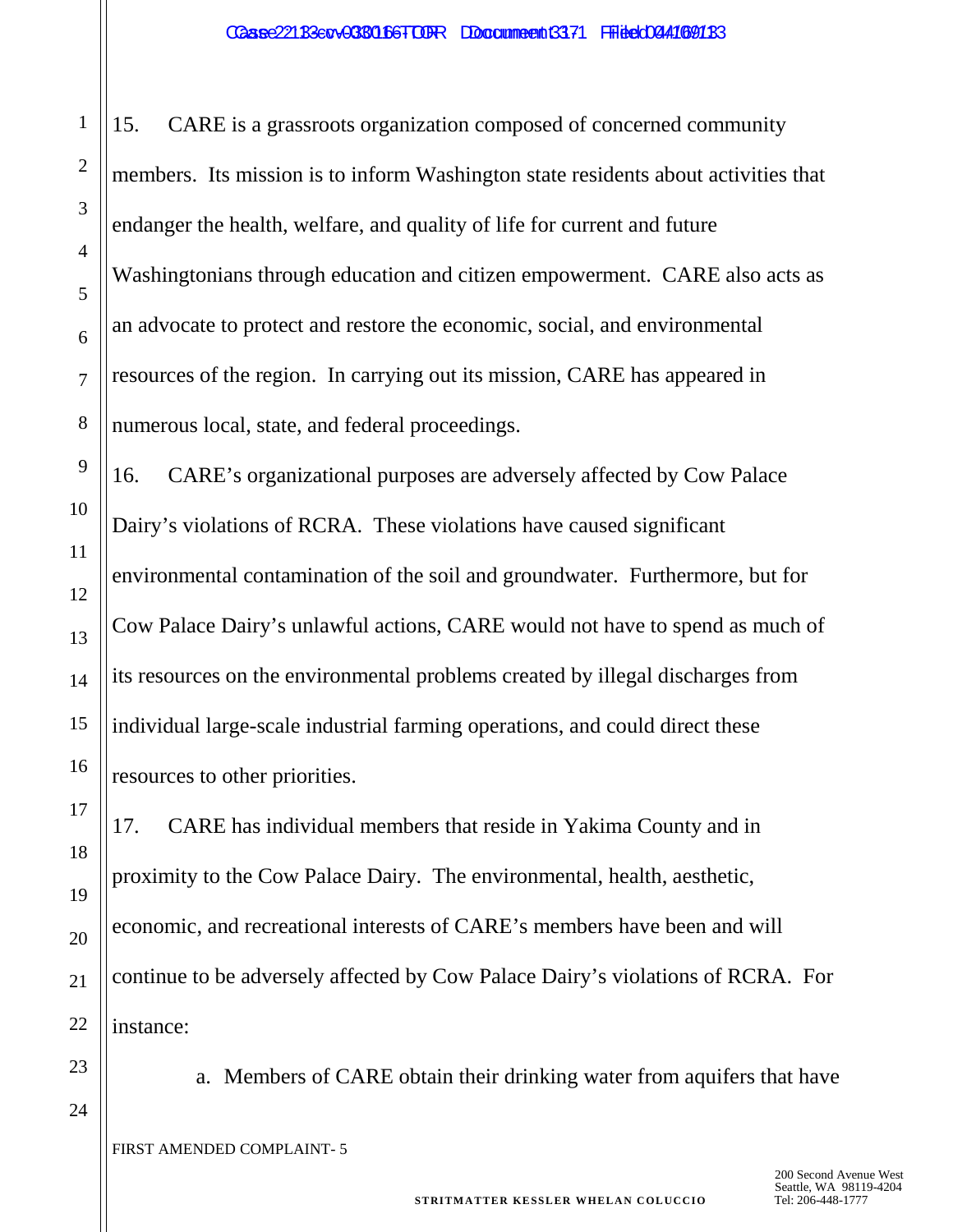15. CARE is a grassroots organization composed of concerned community members. Its mission is to inform Washington state residents about activities that endanger the health, welfare, and quality of life for current and future Washingtonians through education and citizen empowerment. CARE also acts as an advocate to protect and restore the economic, social, and environmental resources of the region. In carrying out its mission, CARE has appeared in numerous local, state, and federal proceedings.

16. CARE's organizational purposes are adversely affected by Cow Palace Dairy's violations of RCRA. These violations have caused significant environmental contamination of the soil and groundwater. Furthermore, but for Cow Palace Dairy's unlawful actions, CARE would not have to spend as much of its resources on the environmental problems created by illegal discharges from individual large-scale industrial farming operations, and could direct these resources to other priorities.

17. CARE has individual members that reside in Yakima County and in proximity to the Cow Palace Dairy. The environmental, health, aesthetic, economic, and recreational interests of CARE's members have been and will continue to be adversely affected by Cow Palace Dairy's violations of RCRA. For instance:

a. Members of CARE obtain their drinking water from aquifers that have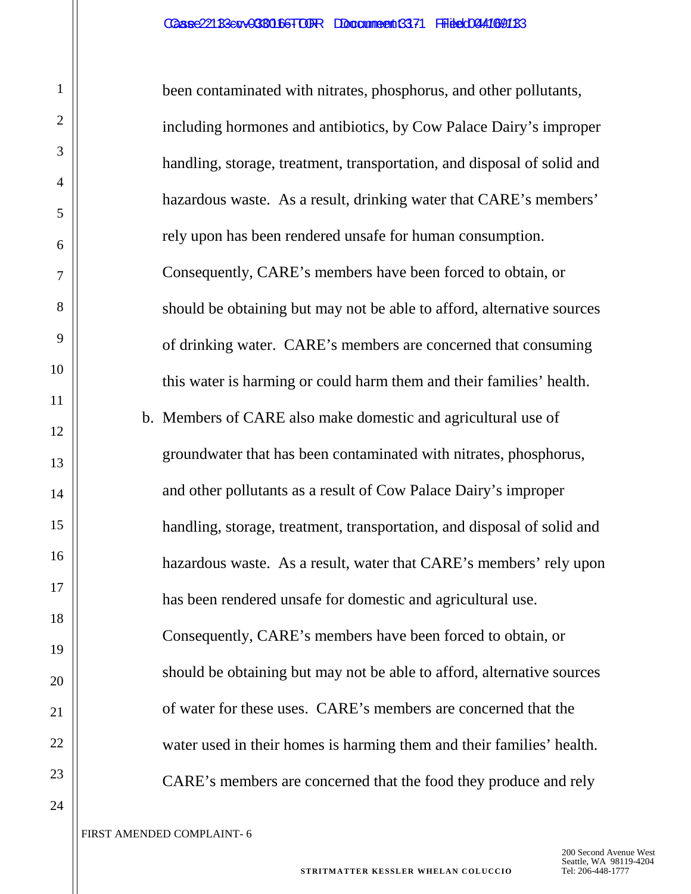been contaminated with nitrates, phosphorus, and other pollutants, including hormones and antibiotics, by Cow Palace Dairy's improper handling, storage, treatment, transportation, and disposal of solid and hazardous waste. As a result, drinking water that CARE's members' rely upon has been rendered unsafe for human consumption. Consequently, CARE's members have been forced to obtain, or should be obtaining but may not be able to afford, alternative sources of drinking water. CARE's members are concerned that consuming this water is harming or could harm them and their families' health.

b. Members of CARE also make domestic and agricultural use of groundwater that has been contaminated with nitrates, phosphorus, and other pollutants as a result of Cow Palace Dairy's improper handling, storage, treatment, transportation, and disposal of solid and hazardous waste. As a result, water that CARE's members' rely upon has been rendered unsafe for domestic and agricultural use. Consequently, CARE's members have been forced to obtain, or should be obtaining but may not be able to afford, alternative sources of water for these uses. CARE's members are concerned that the water used in their homes is harming them and their families' health. CARE's members are concerned that the food they produce and rely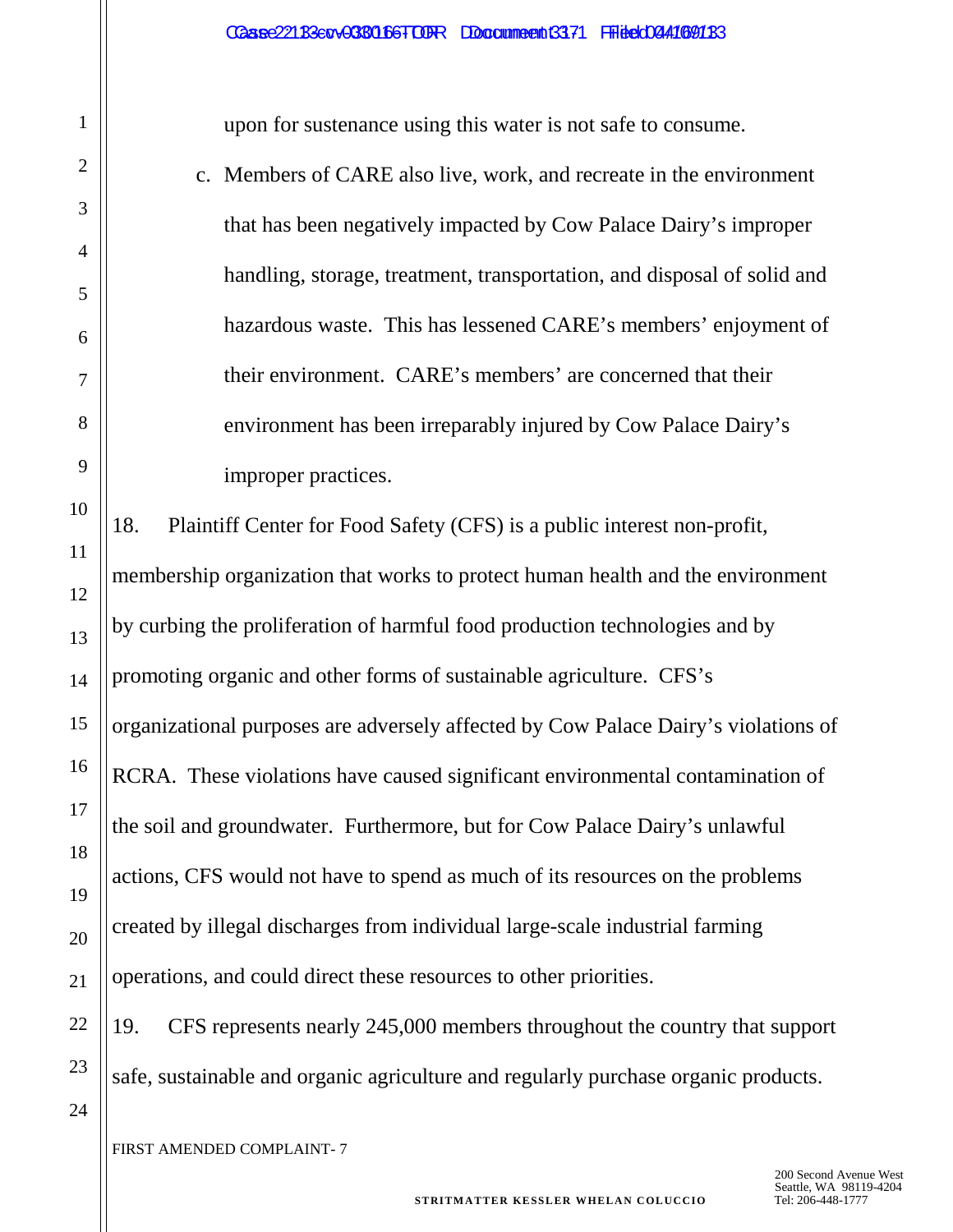upon for sustenance using this water is not safe to consume.

c. Members of CARE also live, work, and recreate in the environment that has been negatively impacted by Cow Palace Dairy's improper handling, storage, treatment, transportation, and disposal of solid and hazardous waste. This has lessened CARE's members' enjoyment of their environment. CARE's members' are concerned that their environment has been irreparably injured by Cow Palace Dairy's improper practices.

18. Plaintiff Center for Food Safety (CFS) is a public interest non-profit, membership organization that works to protect human health and the environment by curbing the proliferation of harmful food production technologies and by promoting organic and other forms of sustainable agriculture. CFS's organizational purposes are adversely affected by Cow Palace Dairy's violations of RCRA. These violations have caused significant environmental contamination of the soil and groundwater. Furthermore, but for Cow Palace Dairy's unlawful actions, CFS would not have to spend as much of its resources on the problems created by illegal discharges from individual large-scale industrial farming operations, and could direct these resources to other priorities.

19. CFS represents nearly 245,000 members throughout the country that support safe, sustainable and organic agriculture and regularly purchase organic products.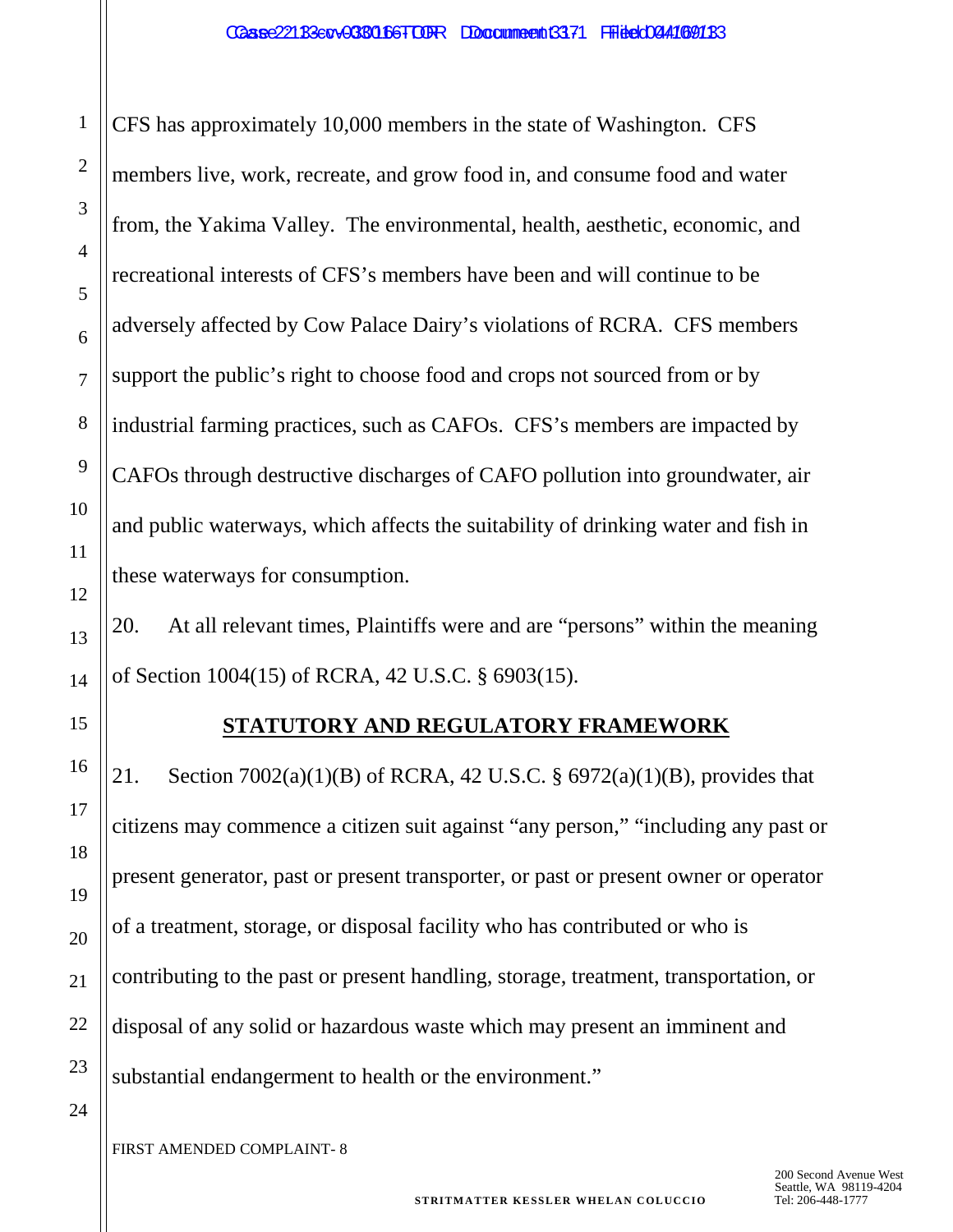CFS has approximately 10,000 members in the state of Washington. CFS members live, work, recreate, and grow food in, and consume food and water from, the Yakima Valley. The environmental, health, aesthetic, economic, and recreational interests of CFS's members have been and will continue to be adversely affected by Cow Palace Dairy's violations of RCRA. CFS members support the public's right to choose food and crops not sourced from or by industrial farming practices, such as CAFOs. CFS's members are impacted by CAFOs through destructive discharges of CAFO pollution into groundwater, air and public waterways, which affects the suitability of drinking water and fish in these waterways for consumption.

20. At all relevant times, Plaintiffs were and are "persons" within the meaning of Section 1004(15) of RCRA, 42 U.S.C. § 6903(15).

## STATUTORY AND REGULATORY FRAMEWORK

21. Section 7002(a)(1)(B) of RCRA, 42 U.S.C. § 6972(a)(1)(B), provides that citizens may commence a citizen suit against "any person," "including any past or present generator, past or present transporter, or past or present owner or operator of a treatment, storage, or disposal facility who has contributed or who is contributing to the past or present handling, storage, treatment, transportation, or disposal of any solid or hazardous waste which may present an imminent and substantial endangerment to health or the environment."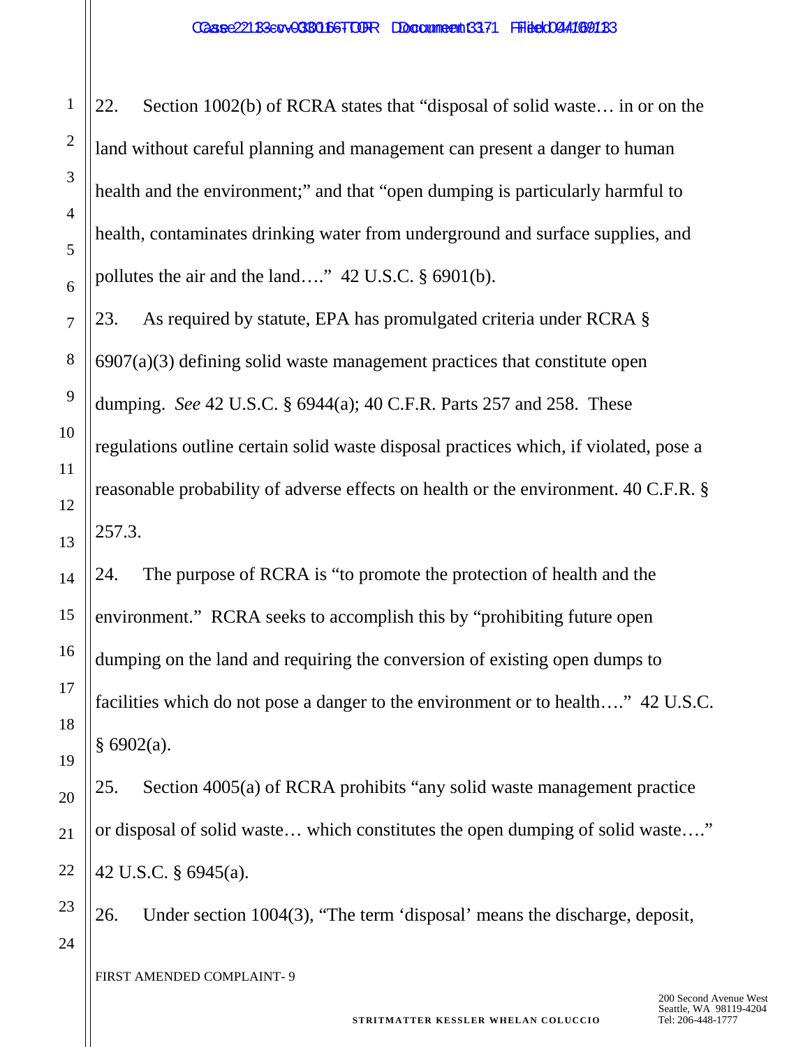22. Section 1002(b) of RCRA states that "disposal of solid waste… in or on the land without careful planning and management can present a danger to human health and the environment;" and that "open dumping is particularly harmful to health, contaminates drinking water from underground and surface supplies, and pollutes the air and the land…." 42 U.S.C. § 6901(b).

23. As required by statute, EPA has promulgated criteria under RCRA § 6907(a)(3) defining solid waste management practices that constitute open dumping. *See* 42 U.S.C. § 6944(a); 40 C.F.R. Parts 257 and 258. These regulations outline certain solid waste disposal practices which, if violated, pose a reasonable probability of adverse effects on health or the environment. 40 C.F.R. § 257.3.

24. The purpose of RCRA is "to promote the protection of health and the environment." RCRA seeks to accomplish this by "prohibiting future open dumping on the land and requiring the conversion of existing open dumps to facilities which do not pose a danger to the environment or to health…." 42 U.S.C. § 6902(a).

25. Section 4005(a) of RCRA prohibits "any solid waste management practice or disposal of solid waste… which constitutes the open dumping of solid waste…." 42 U.S.C. § 6945(a).

26. Under section 1004(3), "The term 'disposal' means the discharge, deposit,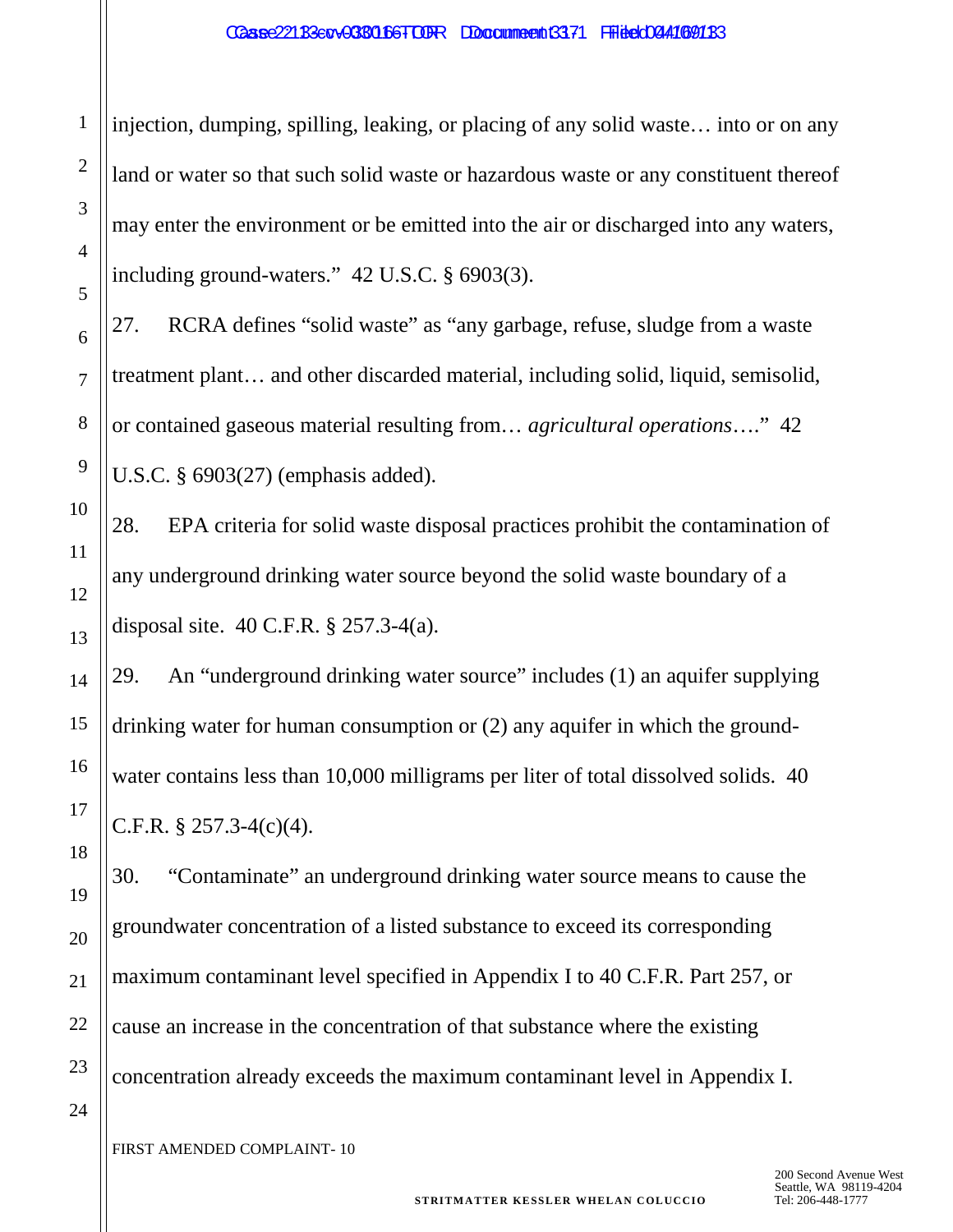injection, dumping, spilling, leaking, or placing of any solid waste… into or on any land or water so that such solid waste or hazardous waste or any constituent thereof may enter the environment or be emitted into the air or discharged into any waters, including ground-waters." 42 U.S.C. § 6903(3).

27. RCRA defines "solid waste" as "any garbage, refuse, sludge from a waste treatment plant… and other discarded material, including solid, liquid, semisolid, or contained gaseous material resulting from… *agricultural operations*…." 42 U.S.C. § 6903(27) (emphasis added).

28. EPA criteria for solid waste disposal practices prohibit the contamination of any underground drinking water source beyond the solid waste boundary of a disposal site. 40 C.F.R. § 257.3-4(a).

29. An "underground drinking water source" includes (1) an aquifer supplying drinking water for human consumption or (2) any aquifer in which the ground-water contains less than 10,000 milligrams per liter of total dissolved solids. 40 C.F.R. § 257.3-4(c)(4).

30. "Contaminate" an underground drinking water source means to cause the groundwater concentration of a listed substance to exceed its corresponding maximum contaminant level specified in Appendix I to 40 C.F.R. Part 257, or cause an increase in the concentration of that substance where the existing concentration already exceeds the maximum contaminant level in Appendix I.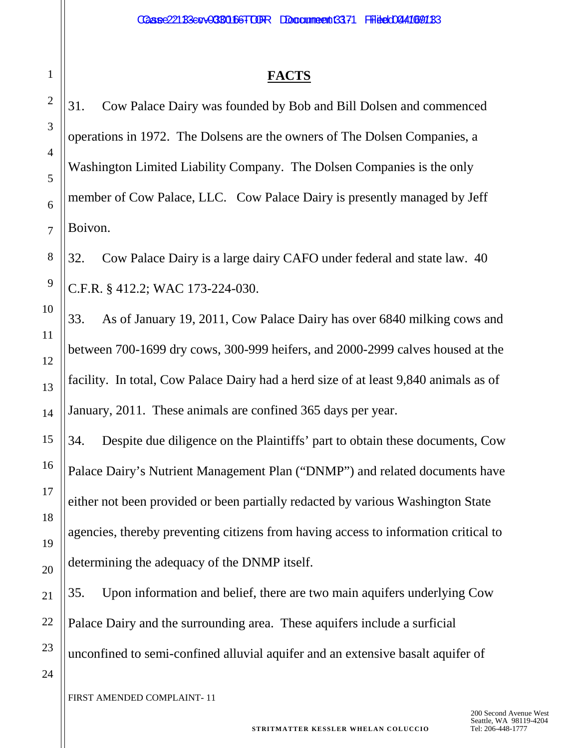## FACTS

31. Cow Palace Dairy was founded by Bob and Bill Dolsen and commenced operations in 1972. The Dolsens are the owners of The Dolsen Companies, a Washington Limited Liability Company. The Dolsen Companies is the only member of Cow Palace, LLC. Cow Palace Dairy is presently managed by Jeff Boivon.

32. Cow Palace Dairy is a large dairy CAFO under federal and state law. 40 C.F.R. § 412.2; WAC 173-224-030.

33. As of January 19, 2011, Cow Palace Dairy has over 6840 milking cows and between 700-1699 dry cows, 300-999 heifers, and 2000-2999 calves housed at the facility. In total, Cow Palace Dairy had a herd size of at least 9,840 animals as of January, 2011. These animals are confined 365 days per year.

34. Despite due diligence on the Plaintiffs' part to obtain these documents, Cow Palace Dairy's Nutrient Management Plan ("DNMP") and related documents have either not been provided or been partially redacted by various Washington State agencies, thereby preventing citizens from having access to information critical to determining the adequacy of the DNMP itself.

35. Upon information and belief, there are two main aquifers underlying Cow Palace Dairy and the surrounding area. These aquifers include a surficial unconfined to semi-confined alluvial aquifer and an extensive basalt aquifer of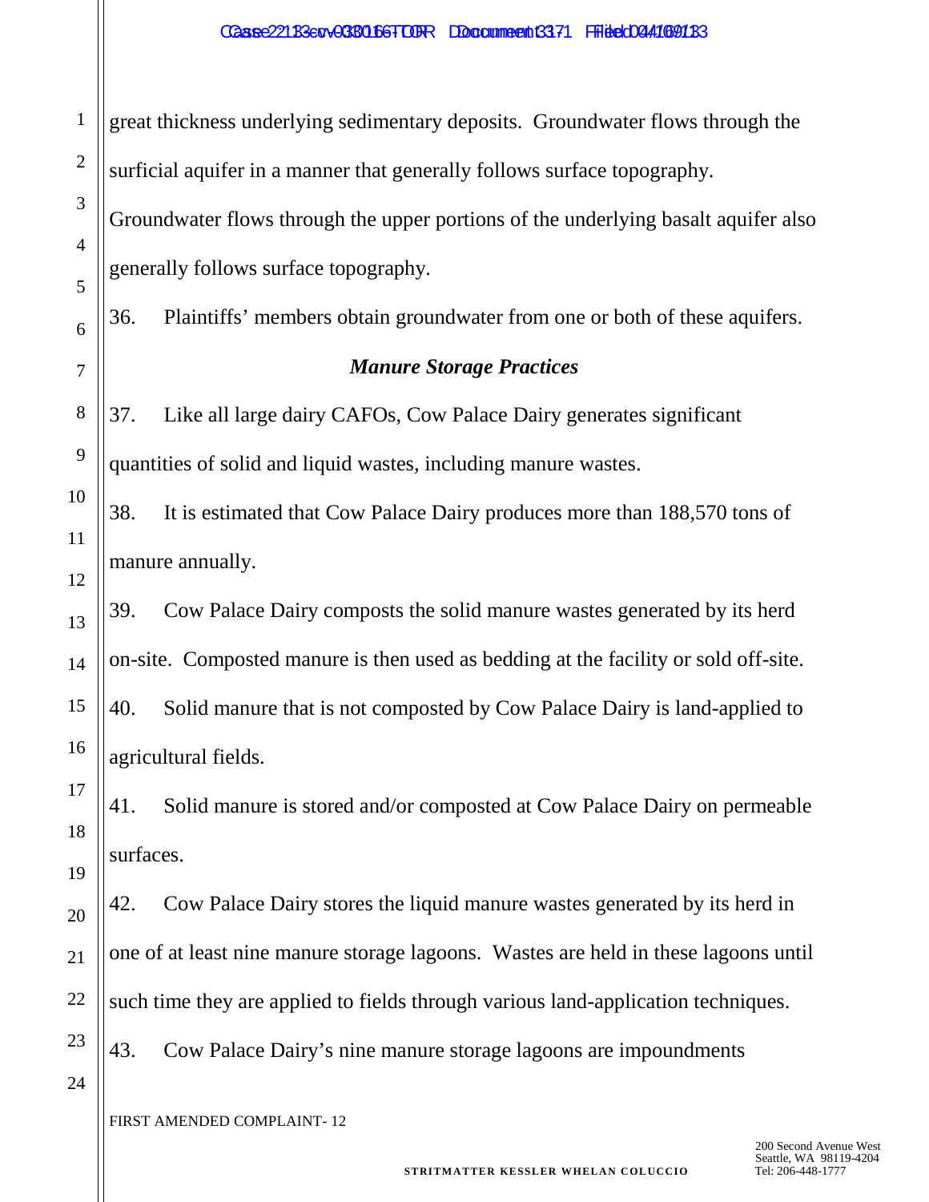great thickness underlying sedimentary deposits. Groundwater flows through the surficial aquifer in a manner that generally follows surface topography. Groundwater flows through the upper portions of the underlying basalt aquifer also generally follows surface topography.

36. Plaintiffs' members obtain groundwater from one or both of these aquifers.

### *Manure Storage Practices*

37. Like all large dairy CAFOs, Cow Palace Dairy generates significant quantities of solid and liquid wastes, including manure wastes.

38. It is estimated that Cow Palace Dairy produces more than 188,570 tons of manure annually.

39. Cow Palace Dairy composts the solid manure wastes generated by its herd on-site. Composted manure is then used as bedding at the facility or sold off-site.

40. Solid manure that is not composted by Cow Palace Dairy is land-applied to agricultural fields.

41. Solid manure is stored and/or composted at Cow Palace Dairy on permeable surfaces.

42. Cow Palace Dairy stores the liquid manure wastes generated by its herd in one of at least nine manure storage lagoons. Wastes are held in these lagoons until such time they are applied to fields through various land-application techniques.

43. Cow Palace Dairy's nine manure storage lagoons are impoundments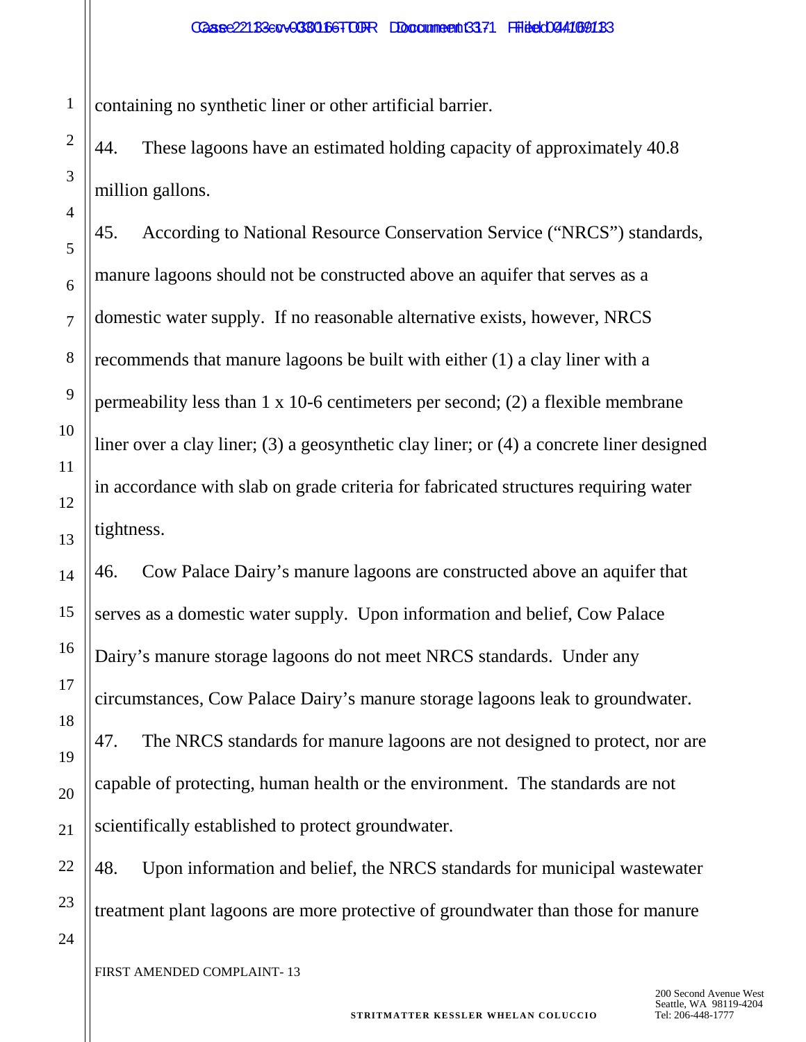containing no synthetic liner or other artificial barrier.

44. These lagoons have an estimated holding capacity of approximately 40.8 million gallons.

45. According to National Resource Conservation Service ("NRCS") standards, manure lagoons should not be constructed above an aquifer that serves as a domestic water supply. If no reasonable alternative exists, however, NRCS recommends that manure lagoons be built with either (1) a clay liner with a permeability less than 1 x 10-6 centimeters per second; (2) a flexible membrane liner over a clay liner; (3) a geosynthetic clay liner; or (4) a concrete liner designed in accordance with slab on grade criteria for fabricated structures requiring water tightness.

46. Cow Palace Dairy's manure lagoons are constructed above an aquifer that serves as a domestic water supply. Upon information and belief, Cow Palace Dairy's manure storage lagoons do not meet NRCS standards. Under any circumstances, Cow Palace Dairy's manure storage lagoons leak to groundwater.

47. The NRCS standards for manure lagoons are not designed to protect, nor are capable of protecting, human health or the environment. The standards are not scientifically established to protect groundwater.

48. Upon information and belief, the NRCS standards for municipal wastewater treatment plant lagoons are more protective of groundwater than those for manure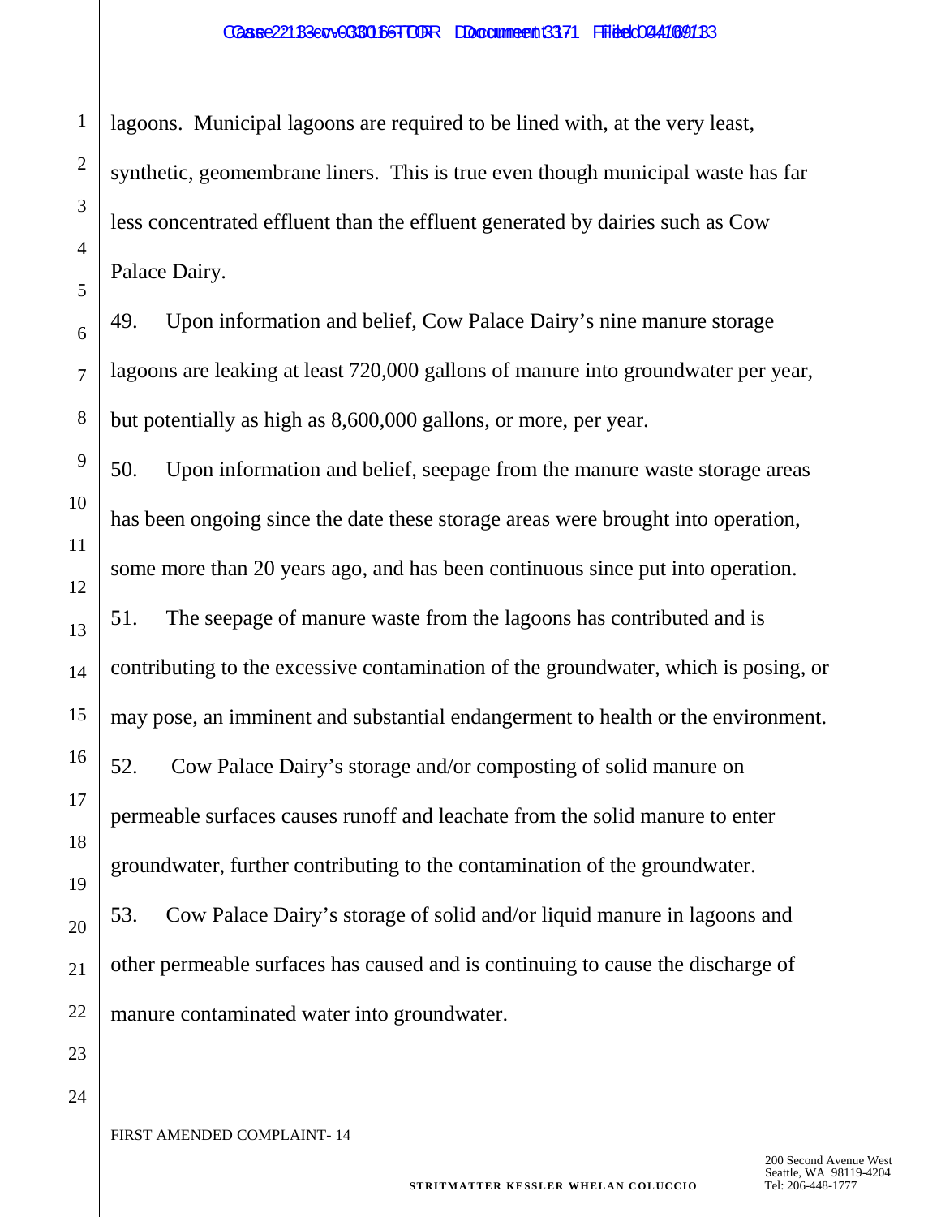lagoons. Municipal lagoons are required to be lined with, at the very least, synthetic, geomembrane liners. This is true even though municipal waste has far less concentrated effluent than the effluent generated by dairies such as Cow Palace Dairy.

49. Upon information and belief, Cow Palace Dairy's nine manure storage lagoons are leaking at least 720,000 gallons of manure into groundwater per year, but potentially as high as 8,600,000 gallons, or more, per year.

50. Upon information and belief, seepage from the manure waste storage areas has been ongoing since the date these storage areas were brought into operation, some more than 20 years ago, and has been continuous since put into operation.

51. The seepage of manure waste from the lagoons has contributed and is contributing to the excessive contamination of the groundwater, which is posing, or may pose, an imminent and substantial endangerment to health or the environment.

52. Cow Palace Dairy's storage and/or composting of solid manure on permeable surfaces causes runoff and leachate from the solid manure to enter groundwater, further contributing to the contamination of the groundwater.

53. Cow Palace Dairy's storage of solid and/or liquid manure in lagoons and other permeable surfaces has caused and is continuing to cause the discharge of manure contaminated water into groundwater.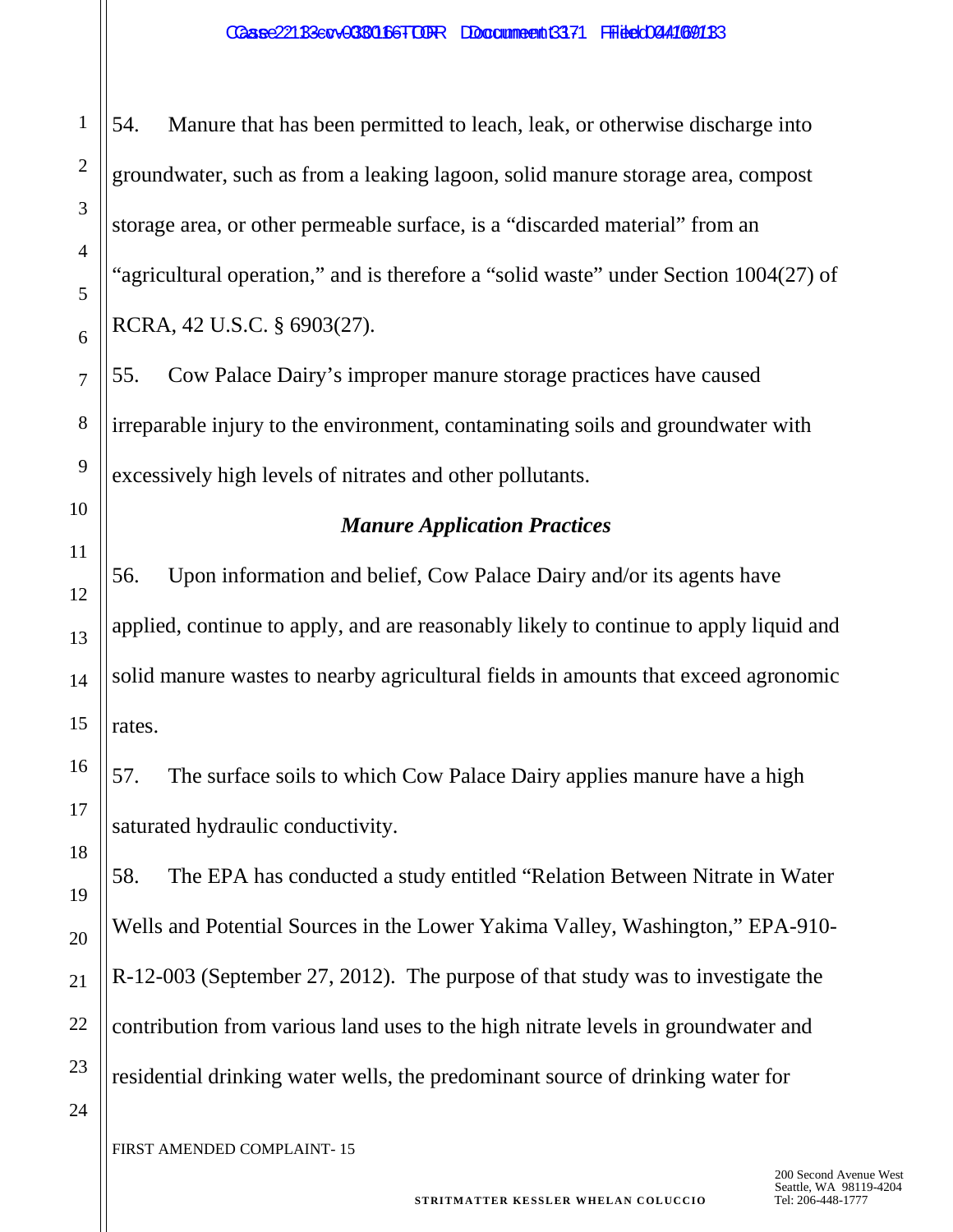54. Manure that has been permitted to leach, leak, or otherwise discharge into groundwater, such as from a leaking lagoon, solid manure storage area, compost storage area, or other permeable surface, is a "discarded material" from an "agricultural operation," and is therefore a "solid waste" under Section 1004(27) of RCRA, 42 U.S.C. § 6903(27).

55. Cow Palace Dairy's improper manure storage practices have caused irreparable injury to the environment, contaminating soils and groundwater with excessively high levels of nitrates and other pollutants.

### *Manure Application Practices*

56. Upon information and belief, Cow Palace Dairy and/or its agents have applied, continue to apply, and are reasonably likely to continue to apply liquid and solid manure wastes to nearby agricultural fields in amounts that exceed agronomic rates.

57. The surface soils to which Cow Palace Dairy applies manure have a high saturated hydraulic conductivity.

58. The EPA has conducted a study entitled "Relation Between Nitrate in Water Wells and Potential Sources in the Lower Yakima Valley, Washington," EPA-910-R-12-003 (September 27, 2012). The purpose of that study was to investigate the contribution from various land uses to the high nitrate levels in groundwater and residential drinking water wells, the predominant source of drinking water for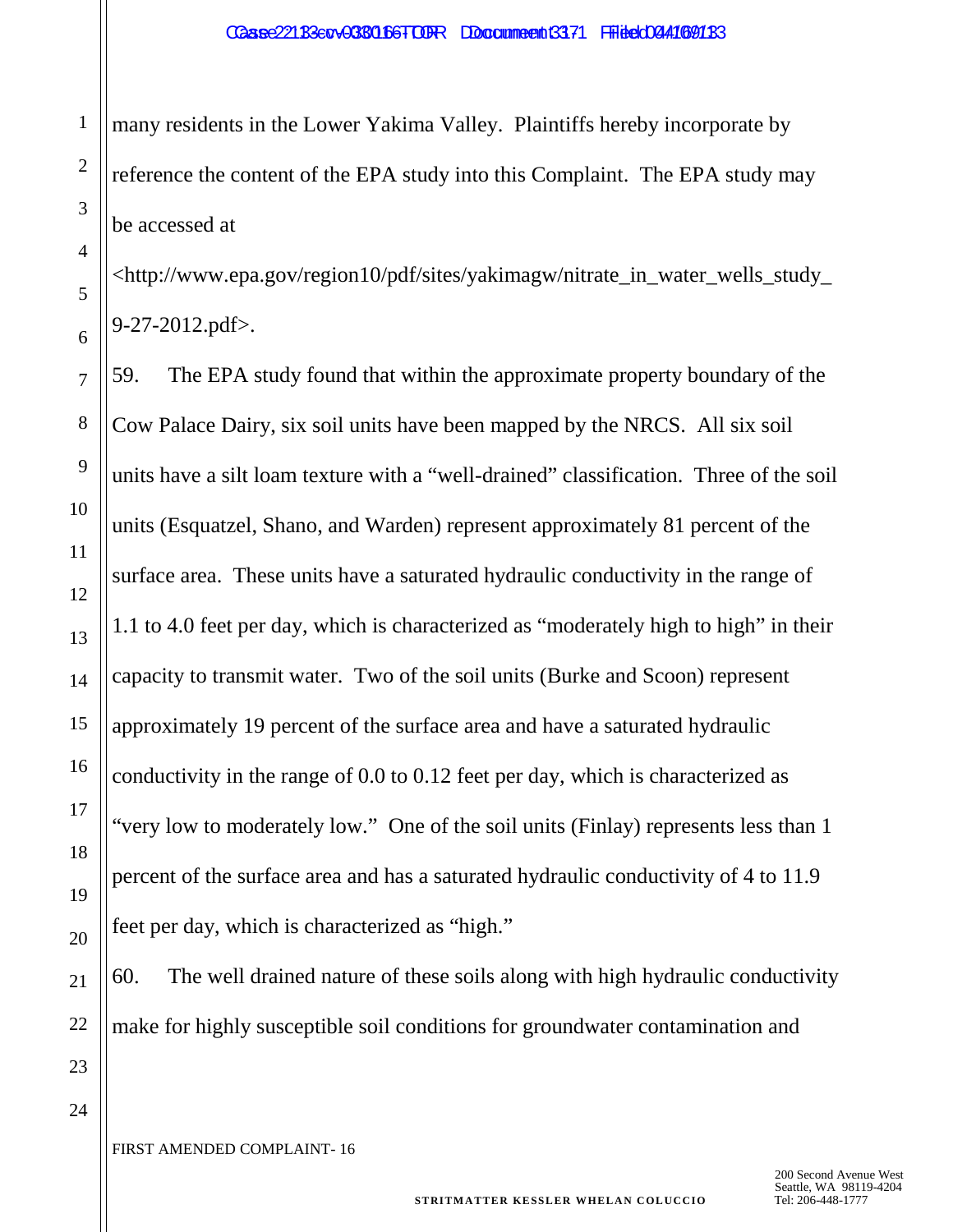many residents in the Lower Yakima Valley. Plaintiffs hereby incorporate by reference the content of the EPA study into this Complaint. The EPA study may be accessed at <http://www.epa.gov/region10/pdf/sites/yakimagw/nitrate_in_water_wells_study_9-27-2012.pdf>.

59. The EPA study found that within the approximate property boundary of the Cow Palace Dairy, six soil units have been mapped by the NRCS. All six soil units have a silt loam texture with a "well-drained" classification. Three of the soil units (Esquatzel, Shano, and Warden) represent approximately 81 percent of the surface area. These units have a saturated hydraulic conductivity in the range of 1.1 to 4.0 feet per day, which is characterized as "moderately high to high" in their capacity to transmit water. Two of the soil units (Burke and Scoon) represent approximately 19 percent of the surface area and have a saturated hydraulic conductivity in the range of 0.0 to 0.12 feet per day, which is characterized as "very low to moderately low." One of the soil units (Finlay) represents less than 1 percent of the surface area and has a saturated hydraulic conductivity of 4 to 11.9 feet per day, which is characterized as "high."

60. The well drained nature of these soils along with high hydraulic conductivity make for highly susceptible soil conditions for groundwater contamination and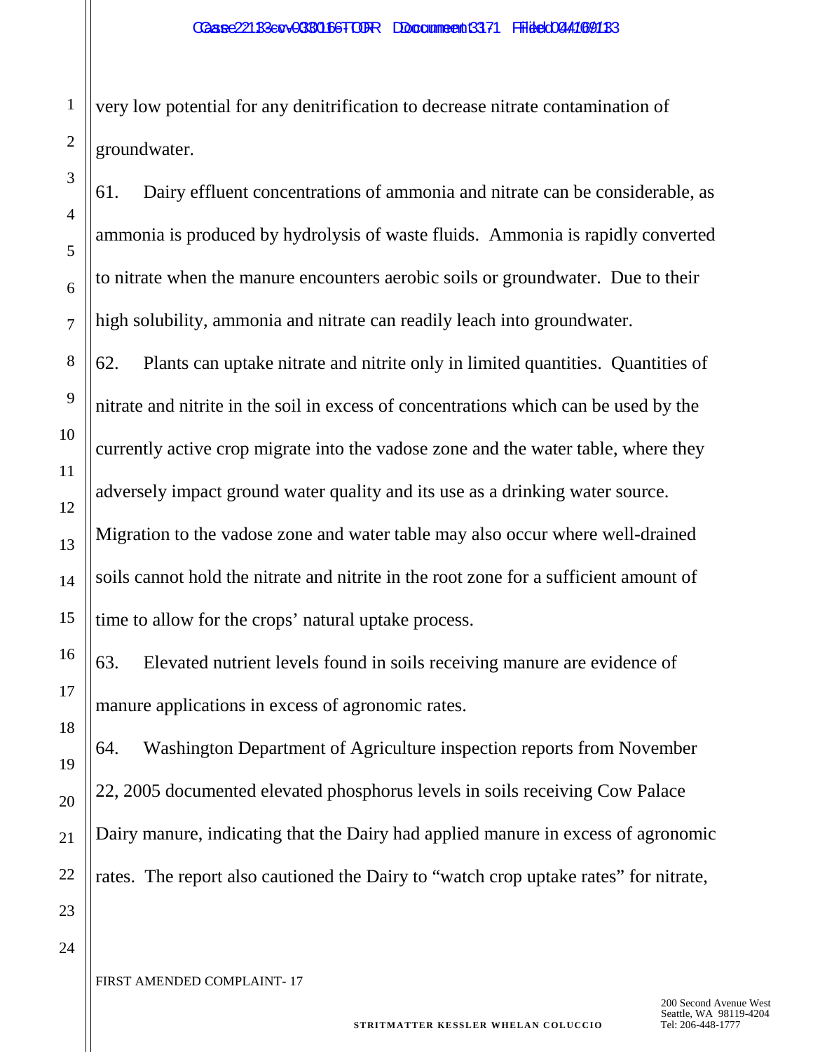very low potential for any denitrification to decrease nitrate contamination of groundwater.

61. Dairy effluent concentrations of ammonia and nitrate can be considerable, as ammonia is produced by hydrolysis of waste fluids. Ammonia is rapidly converted to nitrate when the manure encounters aerobic soils or groundwater. Due to their high solubility, ammonia and nitrate can readily leach into groundwater.

62. Plants can uptake nitrate and nitrite only in limited quantities. Quantities of nitrate and nitrite in the soil in excess of concentrations which can be used by the currently active crop migrate into the vadose zone and the water table, where they adversely impact ground water quality and its use as a drinking water source. Migration to the vadose zone and water table may also occur where well-drained soils cannot hold the nitrate and nitrite in the root zone for a sufficient amount of time to allow for the crops' natural uptake process.

63. Elevated nutrient levels found in soils receiving manure are evidence of manure applications in excess of agronomic rates.

64. Washington Department of Agriculture inspection reports from November 22, 2005 documented elevated phosphorus levels in soils receiving Cow Palace Dairy manure, indicating that the Dairy had applied manure in excess of agronomic rates. The report also cautioned the Dairy to "watch crop uptake rates" for nitrate,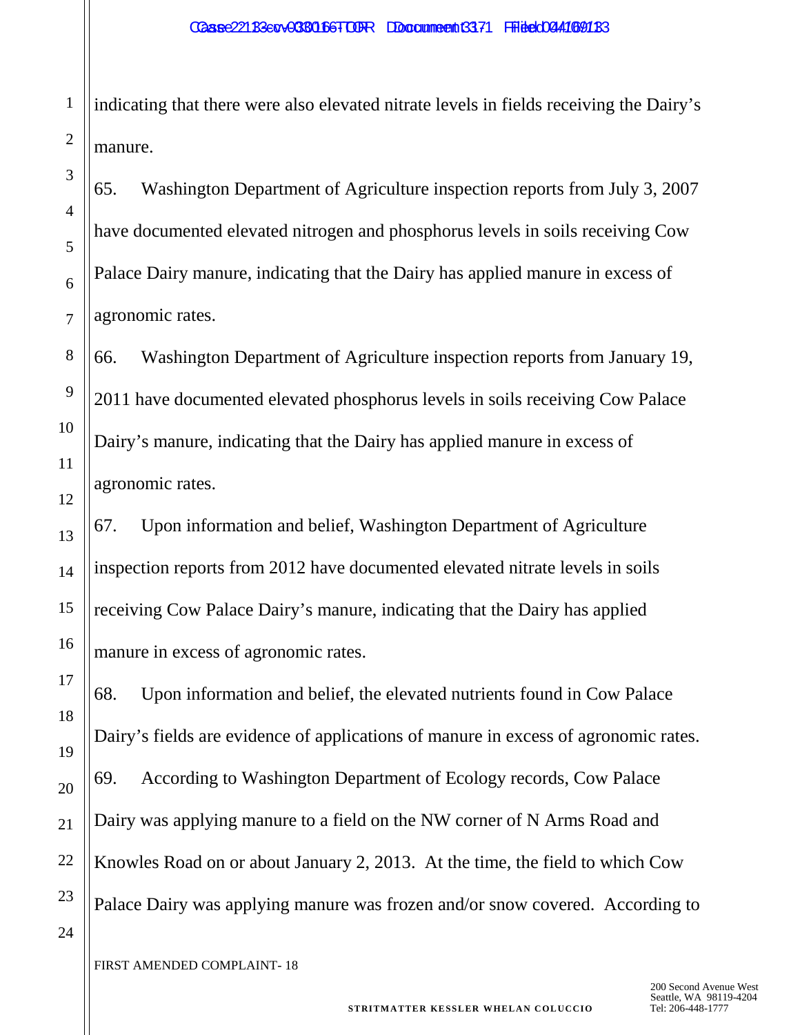indicating that there were also elevated nitrate levels in fields receiving the Dairy's manure.

65. Washington Department of Agriculture inspection reports from July 3, 2007 have documented elevated nitrogen and phosphorus levels in soils receiving Cow Palace Dairy manure, indicating that the Dairy has applied manure in excess of agronomic rates.

66. Washington Department of Agriculture inspection reports from January 19, 2011 have documented elevated phosphorus levels in soils receiving Cow Palace Dairy's manure, indicating that the Dairy has applied manure in excess of agronomic rates.

67. Upon information and belief, Washington Department of Agriculture inspection reports from 2012 have documented elevated nitrate levels in soils receiving Cow Palace Dairy's manure, indicating that the Dairy has applied manure in excess of agronomic rates.

68. Upon information and belief, the elevated nutrients found in Cow Palace Dairy's fields are evidence of applications of manure in excess of agronomic rates.

69. According to Washington Department of Ecology records, Cow Palace Dairy was applying manure to a field on the NW corner of N Arms Road and Knowles Road on or about January 2, 2013. At the time, the field to which Cow Palace Dairy was applying manure was frozen and/or snow covered. According to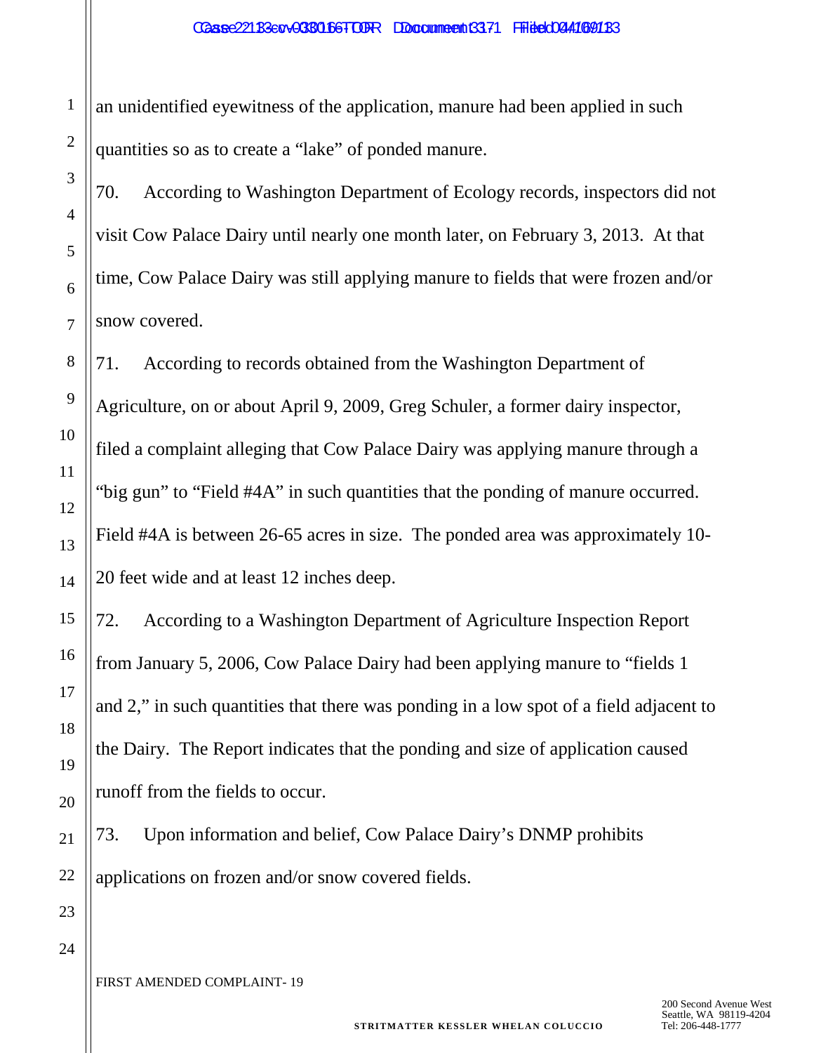an unidentified eyewitness of the application, manure had been applied in such quantities so as to create a "lake" of ponded manure.

70. According to Washington Department of Ecology records, inspectors did not visit Cow Palace Dairy until nearly one month later, on February 3, 2013. At that time, Cow Palace Dairy was still applying manure to fields that were frozen and/or snow covered.

71. According to records obtained from the Washington Department of Agriculture, on or about April 9, 2009, Greg Schuler, a former dairy inspector, filed a complaint alleging that Cow Palace Dairy was applying manure through a "big gun" to "Field #4A" in such quantities that the ponding of manure occurred. Field #4A is between 26-65 acres in size. The ponded area was approximately 10-20 feet wide and at least 12 inches deep.

72. According to a Washington Department of Agriculture Inspection Report from January 5, 2006, Cow Palace Dairy had been applying manure to "fields 1 and 2," in such quantities that there was ponding in a low spot of a field adjacent to the Dairy. The Report indicates that the ponding and size of application caused runoff from the fields to occur.

73. Upon information and belief, Cow Palace Dairy's DNMP prohibits applications on frozen and/or snow covered fields.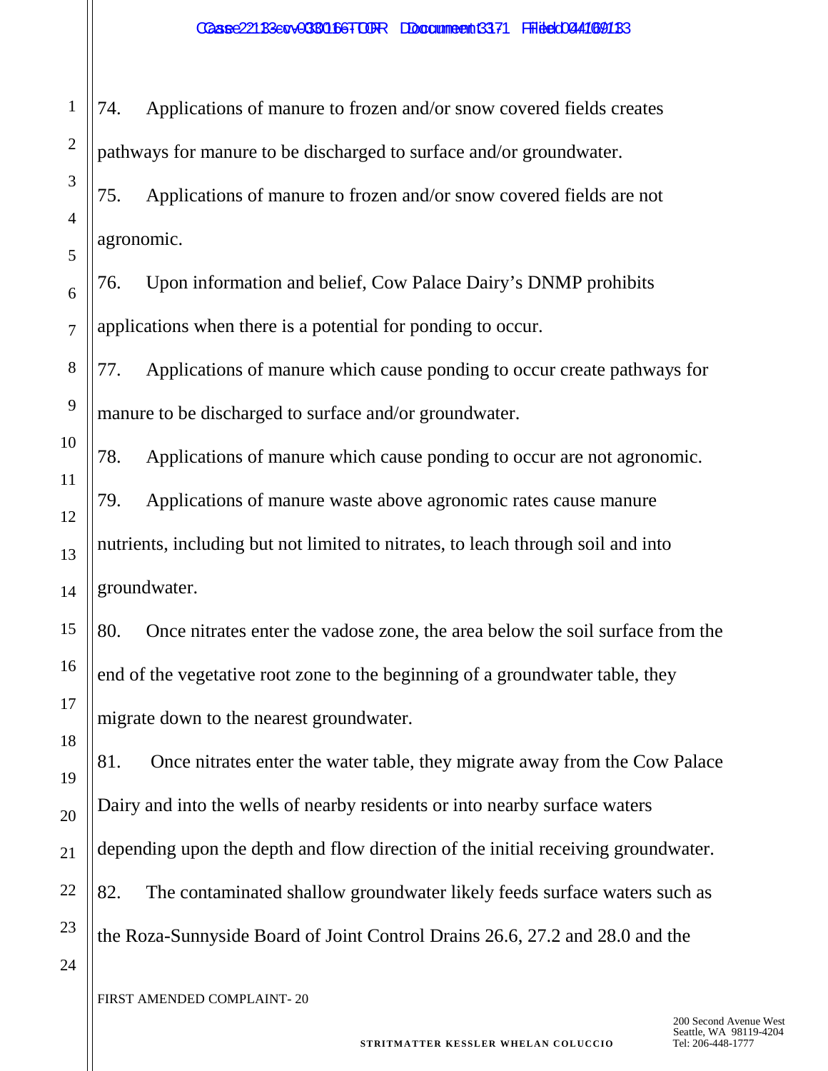74. Applications of manure to frozen and/or snow covered fields creates pathways for manure to be discharged to surface and/or groundwater.

75. Applications of manure to frozen and/or snow covered fields are not agronomic.

76. Upon information and belief, Cow Palace Dairy's DNMP prohibits applications when there is a potential for ponding to occur.

77. Applications of manure which cause ponding to occur create pathways for manure to be discharged to surface and/or groundwater.

78. Applications of manure which cause ponding to occur are not agronomic.

79. Applications of manure waste above agronomic rates cause manure nutrients, including but not limited to nitrates, to leach through soil and into groundwater.

80. Once nitrates enter the vadose zone, the area below the soil surface from the end of the vegetative root zone to the beginning of a groundwater table, they migrate down to the nearest groundwater.

81. Once nitrates enter the water table, they migrate away from the Cow Palace Dairy and into the wells of nearby residents or into nearby surface waters depending upon the depth and flow direction of the initial receiving groundwater.

82. The contaminated shallow groundwater likely feeds surface waters such as the Roza-Sunnyside Board of Joint Control Drains 26.6, 27.2 and 28.0 and the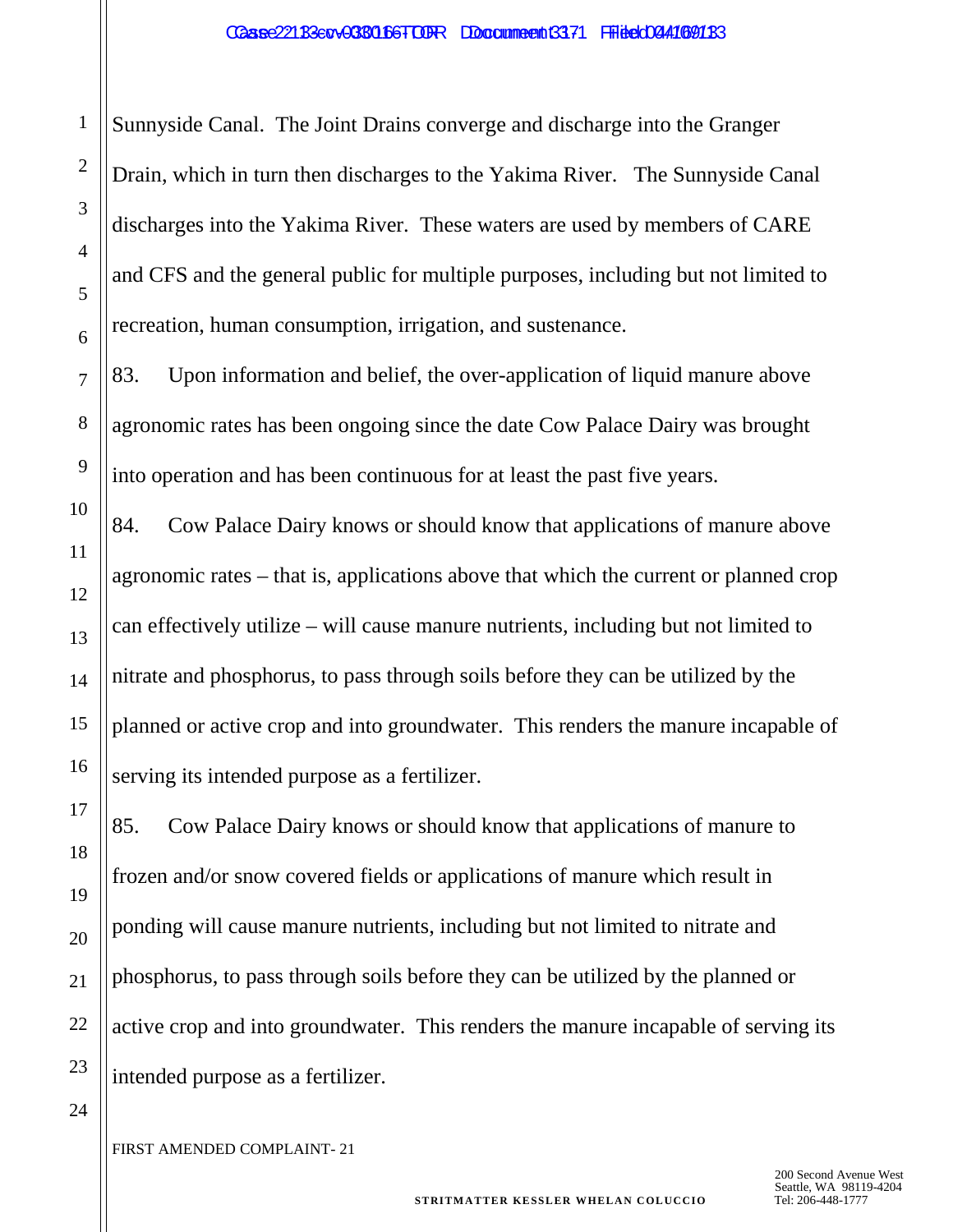Sunnyside Canal. The Joint Drains converge and discharge into the Granger Drain, which in turn then discharges to the Yakima River. The Sunnyside Canal discharges into the Yakima River. These waters are used by members of CARE and CFS and the general public for multiple purposes, including but not limited to recreation, human consumption, irrigation, and sustenance.

83. Upon information and belief, the over-application of liquid manure above agronomic rates has been ongoing since the date Cow Palace Dairy was brought into operation and has been continuous for at least the past five years.

84. Cow Palace Dairy knows or should know that applications of manure above agronomic rates – that is, applications above that which the current or planned crop can effectively utilize – will cause manure nutrients, including but not limited to nitrate and phosphorus, to pass through soils before they can be utilized by the planned or active crop and into groundwater. This renders the manure incapable of serving its intended purpose as a fertilizer.

85. Cow Palace Dairy knows or should know that applications of manure to frozen and/or snow covered fields or applications of manure which result in ponding will cause manure nutrients, including but not limited to nitrate and phosphorus, to pass through soils before they can be utilized by the planned or active crop and into groundwater. This renders the manure incapable of serving its intended purpose as a fertilizer.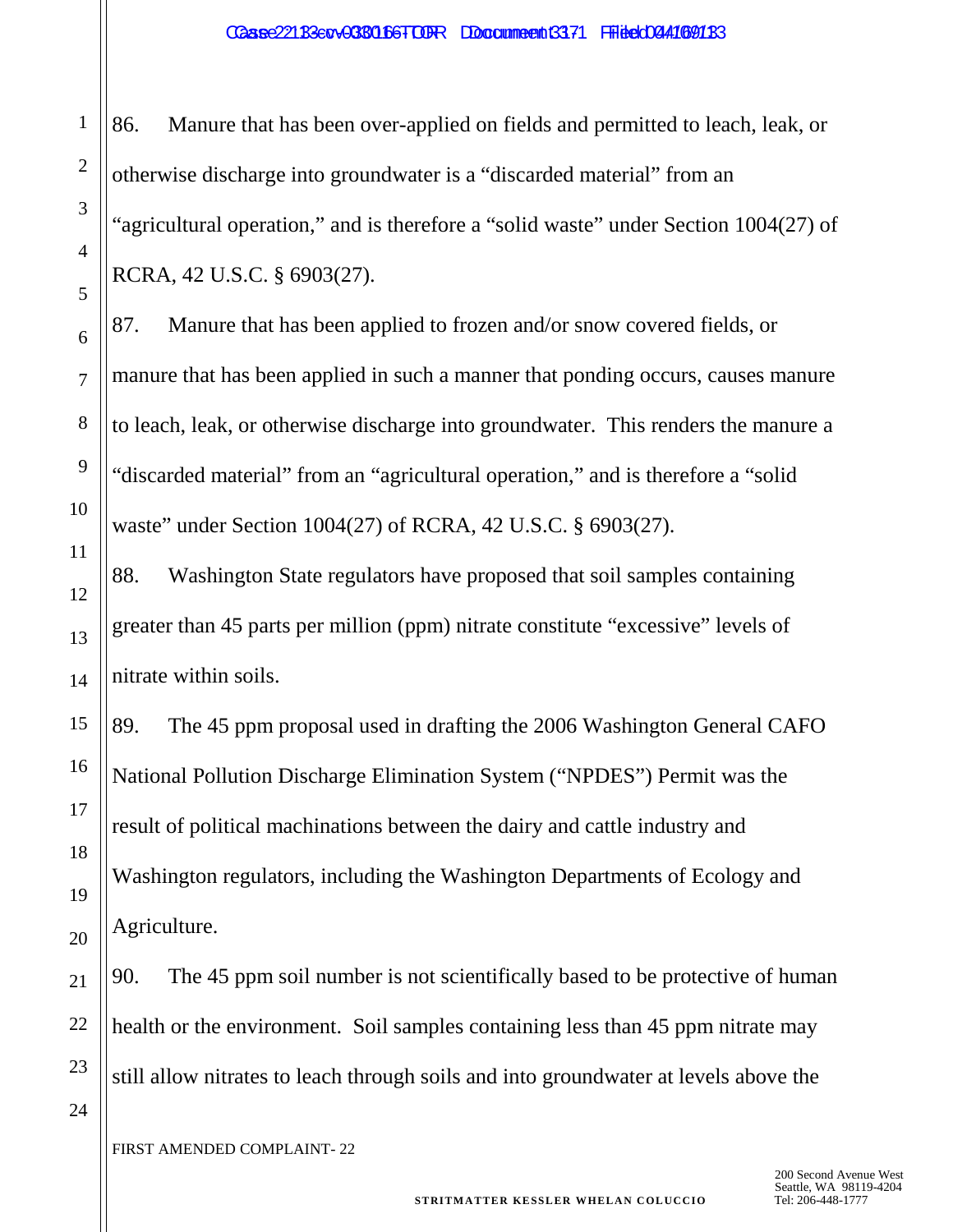86. Manure that has been over-applied on fields and permitted to leach, leak, or otherwise discharge into groundwater is a "discarded material" from an "agricultural operation," and is therefore a "solid waste" under Section 1004(27) of RCRA, 42 U.S.C. § 6903(27).

87. Manure that has been applied to frozen and/or snow covered fields, or manure that has been applied in such a manner that ponding occurs, causes manure to leach, leak, or otherwise discharge into groundwater. This renders the manure a "discarded material" from an "agricultural operation," and is therefore a "solid waste" under Section 1004(27) of RCRA, 42 U.S.C. § 6903(27).

88. Washington State regulators have proposed that soil samples containing greater than 45 parts per million (ppm) nitrate constitute "excessive" levels of nitrate within soils.

89. The 45 ppm proposal used in drafting the 2006 Washington General CAFO National Pollution Discharge Elimination System ("NPDES") Permit was the result of political machinations between the dairy and cattle industry and Washington regulators, including the Washington Departments of Ecology and Agriculture.

90. The 45 ppm soil number is not scientifically based to be protective of human health or the environment. Soil samples containing less than 45 ppm nitrate may still allow nitrates to leach through soils and into groundwater at levels above the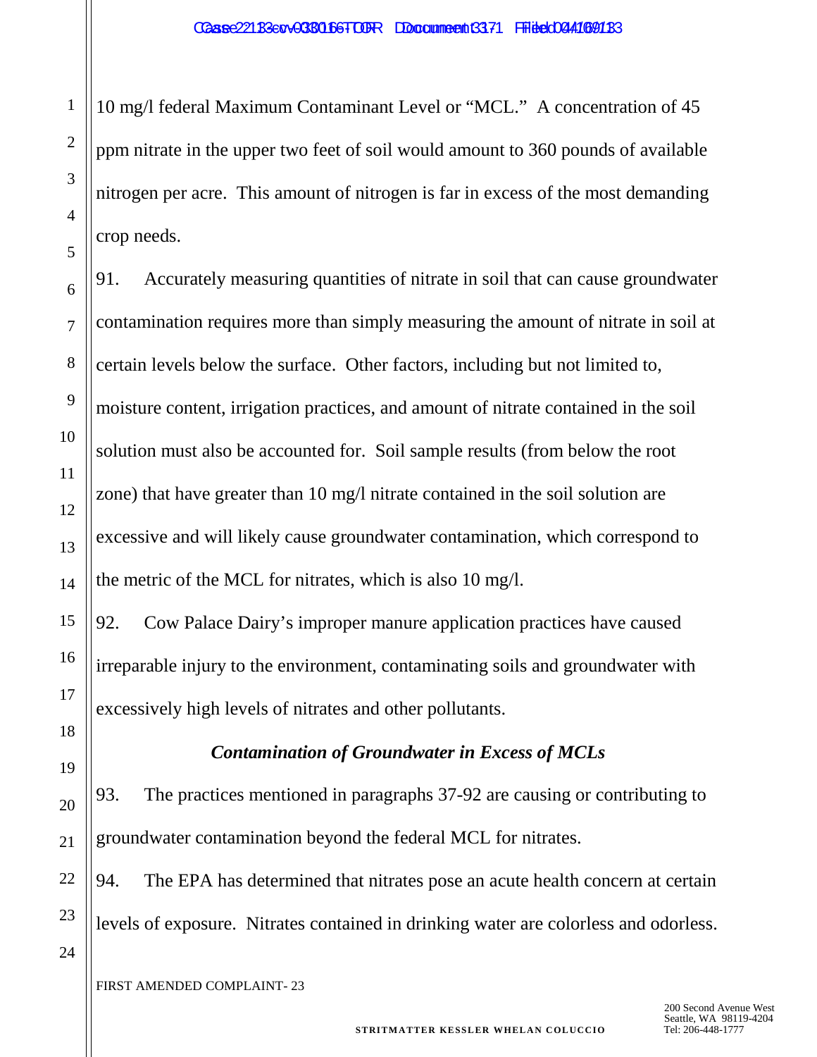10 mg/l federal Maximum Contaminant Level or "MCL." A concentration of 45 ppm nitrate in the upper two feet of soil would amount to 360 pounds of available nitrogen per acre. This amount of nitrogen is far in excess of the most demanding crop needs.

91. Accurately measuring quantities of nitrate in soil that can cause groundwater contamination requires more than simply measuring the amount of nitrate in soil at certain levels below the surface. Other factors, including but not limited to, moisture content, irrigation practices, and amount of nitrate contained in the soil solution must also be accounted for. Soil sample results (from below the root zone) that have greater than 10 mg/l nitrate contained in the soil solution are excessive and will likely cause groundwater contamination, which correspond to the metric of the MCL for nitrates, which is also 10 mg/l.

92. Cow Palace Dairy's improper manure application practices have caused irreparable injury to the environment, contaminating soils and groundwater with excessively high levels of nitrates and other pollutants.

### *Contamination of Groundwater in Excess of MCLs*

93. The practices mentioned in paragraphs 37-92 are causing or contributing to groundwater contamination beyond the federal MCL for nitrates.

94. The EPA has determined that nitrates pose an acute health concern at certain levels of exposure. Nitrates contained in drinking water are colorless and odorless.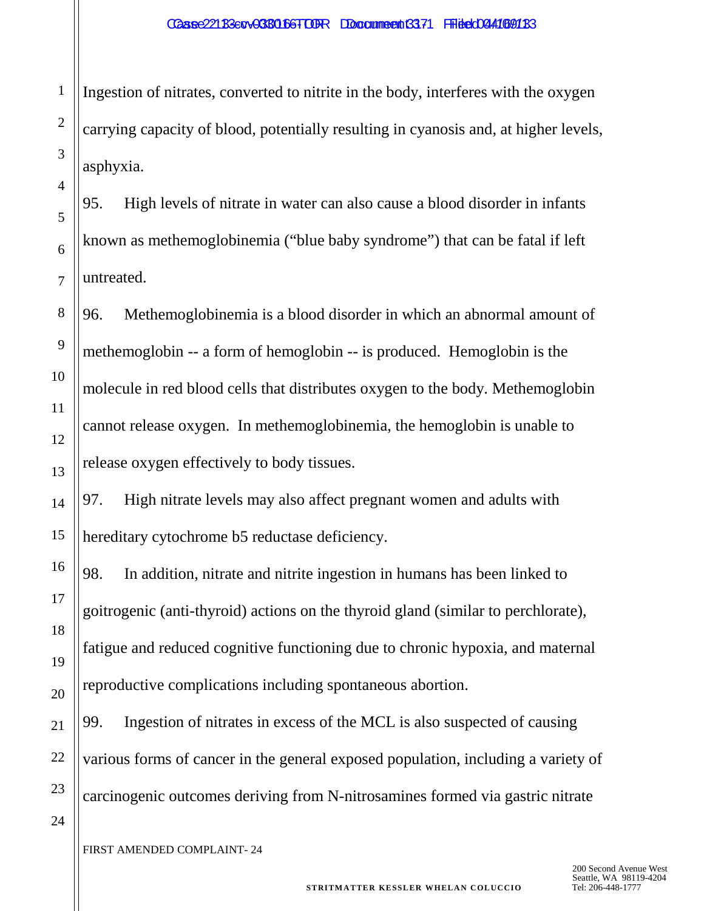Ingestion of nitrates, converted to nitrite in the body, interferes with the oxygen carrying capacity of blood, potentially resulting in cyanosis and, at higher levels, asphyxia.

95. High levels of nitrate in water can also cause a blood disorder in infants known as methemoglobinemia ("blue baby syndrome") that can be fatal if left untreated.

96. Methemoglobinemia is a blood disorder in which an abnormal amount of methemoglobin -- a form of hemoglobin -- is produced. Hemoglobin is the molecule in red blood cells that distributes oxygen to the body. Methemoglobin cannot release oxygen. In methemoglobinemia, the hemoglobin is unable to release oxygen effectively to body tissues.

97. High nitrate levels may also affect pregnant women and adults with hereditary cytochrome b5 reductase deficiency.

98. In addition, nitrate and nitrite ingestion in humans has been linked to goitrogenic (anti-thyroid) actions on the thyroid gland (similar to perchlorate), fatigue and reduced cognitive functioning due to chronic hypoxia, and maternal reproductive complications including spontaneous abortion.

99. Ingestion of nitrates in excess of the MCL is also suspected of causing various forms of cancer in the general exposed population, including a variety of carcinogenic outcomes deriving from N-nitrosamines formed via gastric nitrate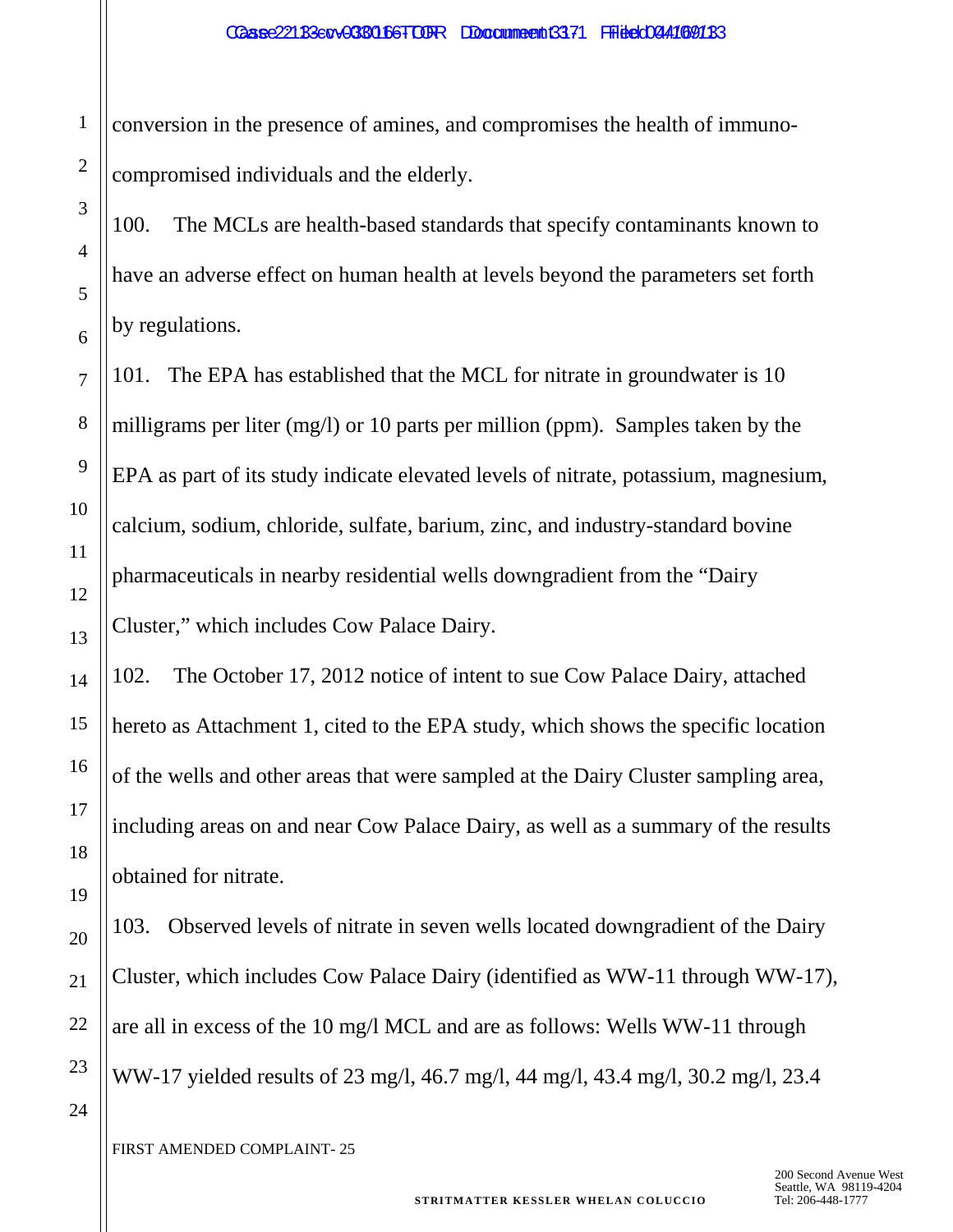conversion in the presence of amines, and compromises the health of immuno-compromised individuals and the elderly.

100. The MCLs are health-based standards that specify contaminants known to have an adverse effect on human health at levels beyond the parameters set forth by regulations.

101. The EPA has established that the MCL for nitrate in groundwater is 10 milligrams per liter (mg/l) or 10 parts per million (ppm). Samples taken by the EPA as part of its study indicate elevated levels of nitrate, potassium, magnesium, calcium, sodium, chloride, sulfate, barium, zinc, and industry-standard bovine pharmaceuticals in nearby residential wells downgradient from the "Dairy Cluster," which includes Cow Palace Dairy.

102. The October 17, 2012 notice of intent to sue Cow Palace Dairy, attached hereto as Attachment 1, cited to the EPA study, which shows the specific location of the wells and other areas that were sampled at the Dairy Cluster sampling area, including areas on and near Cow Palace Dairy, as well as a summary of the results obtained for nitrate.

103. Observed levels of nitrate in seven wells located downgradient of the Dairy Cluster, which includes Cow Palace Dairy (identified as WW-11 through WW-17), are all in excess of the 10 mg/l MCL and are as follows: Wells WW-11 through WW-17 yielded results of 23 mg/l, 46.7 mg/l, 44 mg/l, 43.4 mg/l, 30.2 mg/l, 23.4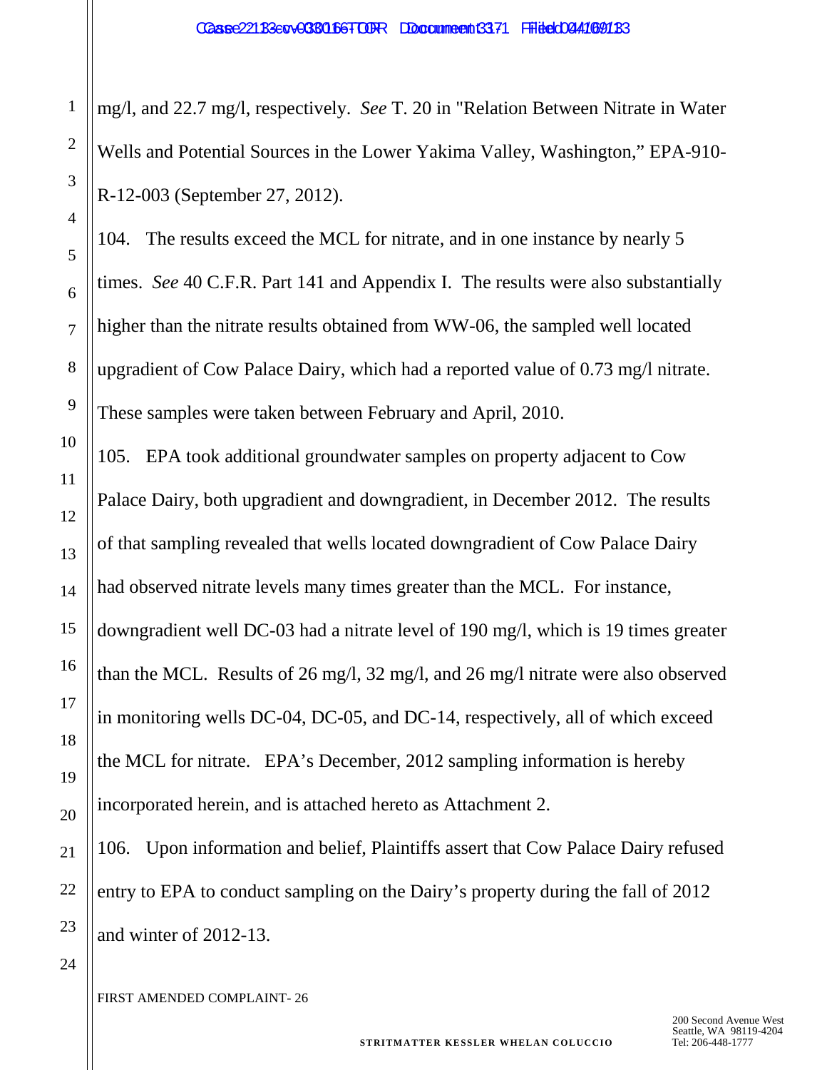mg/l, and 22.7 mg/l, respectively. *See* T. 20 in "Relation Between Nitrate in Water Wells and Potential Sources in the Lower Yakima Valley, Washington," EPA-910-R-12-003 (September 27, 2012).

104. The results exceed the MCL for nitrate, and in one instance by nearly 5 times. *See* 40 C.F.R. Part 141 and Appendix I. The results were also substantially higher than the nitrate results obtained from WW-06, the sampled well located upgradient of Cow Palace Dairy, which had a reported value of 0.73 mg/l nitrate. These samples were taken between February and April, 2010.

105. EPA took additional groundwater samples on property adjacent to Cow Palace Dairy, both upgradient and downgradient, in December 2012. The results of that sampling revealed that wells located downgradient of Cow Palace Dairy had observed nitrate levels many times greater than the MCL. For instance, downgradient well DC-03 had a nitrate level of 190 mg/l, which is 19 times greater than the MCL. Results of 26 mg/l, 32 mg/l, and 26 mg/l nitrate were also observed in monitoring wells DC-04, DC-05, and DC-14, respectively, all of which exceed the MCL for nitrate. EPA's December, 2012 sampling information is hereby incorporated herein, and is attached hereto as Attachment 2.

106. Upon information and belief, Plaintiffs assert that Cow Palace Dairy refused entry to EPA to conduct sampling on the Dairy's property during the fall of 2012 and winter of 2012-13.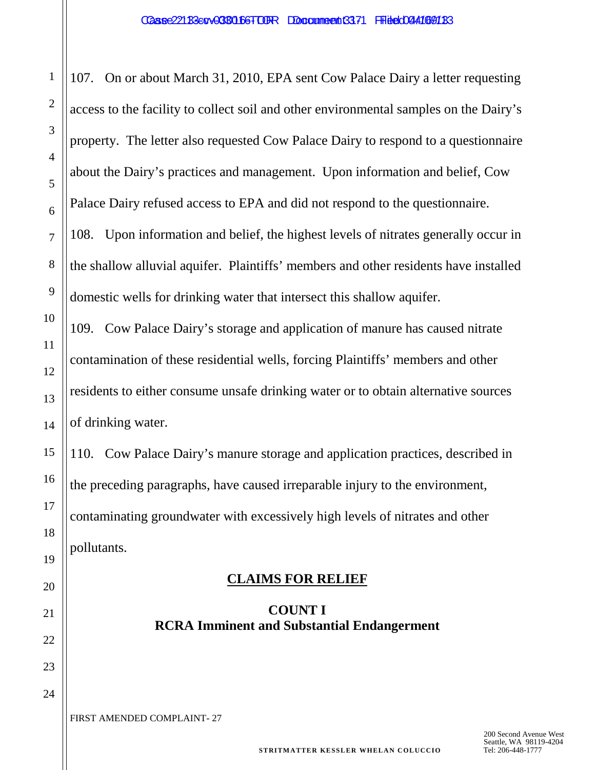107. On or about March 31, 2010, EPA sent Cow Palace Dairy a letter requesting access to the facility to collect soil and other environmental samples on the Dairy's property. The letter also requested Cow Palace Dairy to respond to a questionnaire about the Dairy's practices and management. Upon information and belief, Cow Palace Dairy refused access to EPA and did not respond to the questionnaire.

108. Upon information and belief, the highest levels of nitrates generally occur in the shallow alluvial aquifer. Plaintiffs' members and other residents have installed domestic wells for drinking water that intersect this shallow aquifer.

109. Cow Palace Dairy's storage and application of manure has caused nitrate contamination of these residential wells, forcing Plaintiffs' members and other residents to either consume unsafe drinking water or to obtain alternative sources of drinking water.

110. Cow Palace Dairy's manure storage and application practices, described in the preceding paragraphs, have caused irreparable injury to the environment, contaminating groundwater with excessively high levels of nitrates and other pollutants.

## CLAIMS FOR RELIEF

### COUNT I
### RCRA Imminent and Substantial Endangerment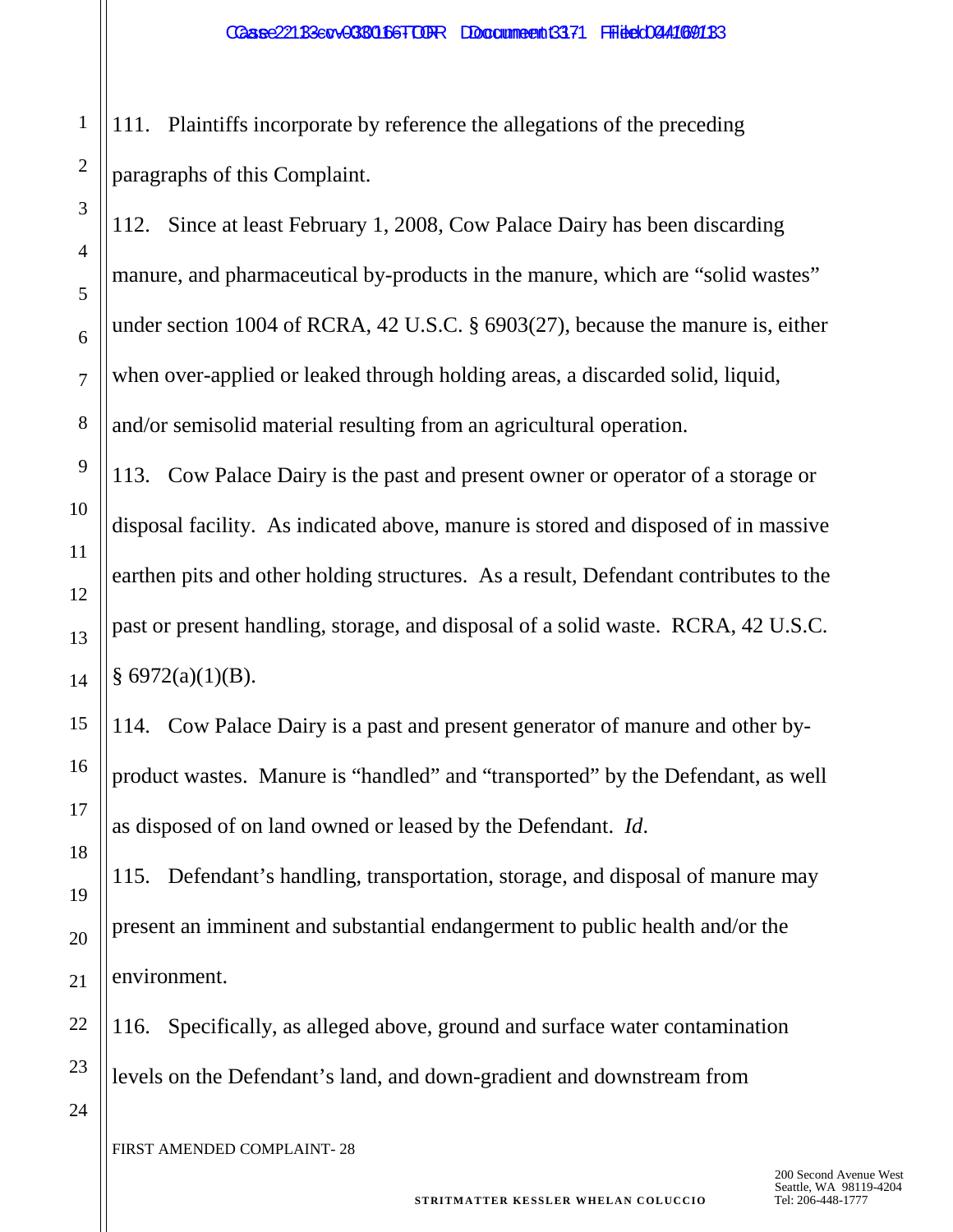111. Plaintiffs incorporate by reference the allegations of the preceding paragraphs of this Complaint.

112. Since at least February 1, 2008, Cow Palace Dairy has been discarding manure, and pharmaceutical by-products in the manure, which are "solid wastes" under section 1004 of RCRA, 42 U.S.C. § 6903(27), because the manure is, either when over-applied or leaked through holding areas, a discarded solid, liquid, and/or semisolid material resulting from an agricultural operation.

113. Cow Palace Dairy is the past and present owner or operator of a storage or disposal facility. As indicated above, manure is stored and disposed of in massive earthen pits and other holding structures. As a result, Defendant contributes to the past or present handling, storage, and disposal of a solid waste. RCRA, 42 U.S.C. § 6972(a)(1)(B).

114. Cow Palace Dairy is a past and present generator of manure and other by-product wastes. Manure is "handled" and "transported" by the Defendant, as well as disposed of on land owned or leased by the Defendant. *Id*.

115. Defendant's handling, transportation, storage, and disposal of manure may present an imminent and substantial endangerment to public health and/or the environment.

116. Specifically, as alleged above, ground and surface water contamination levels on the Defendant's land, and down-gradient and downstream from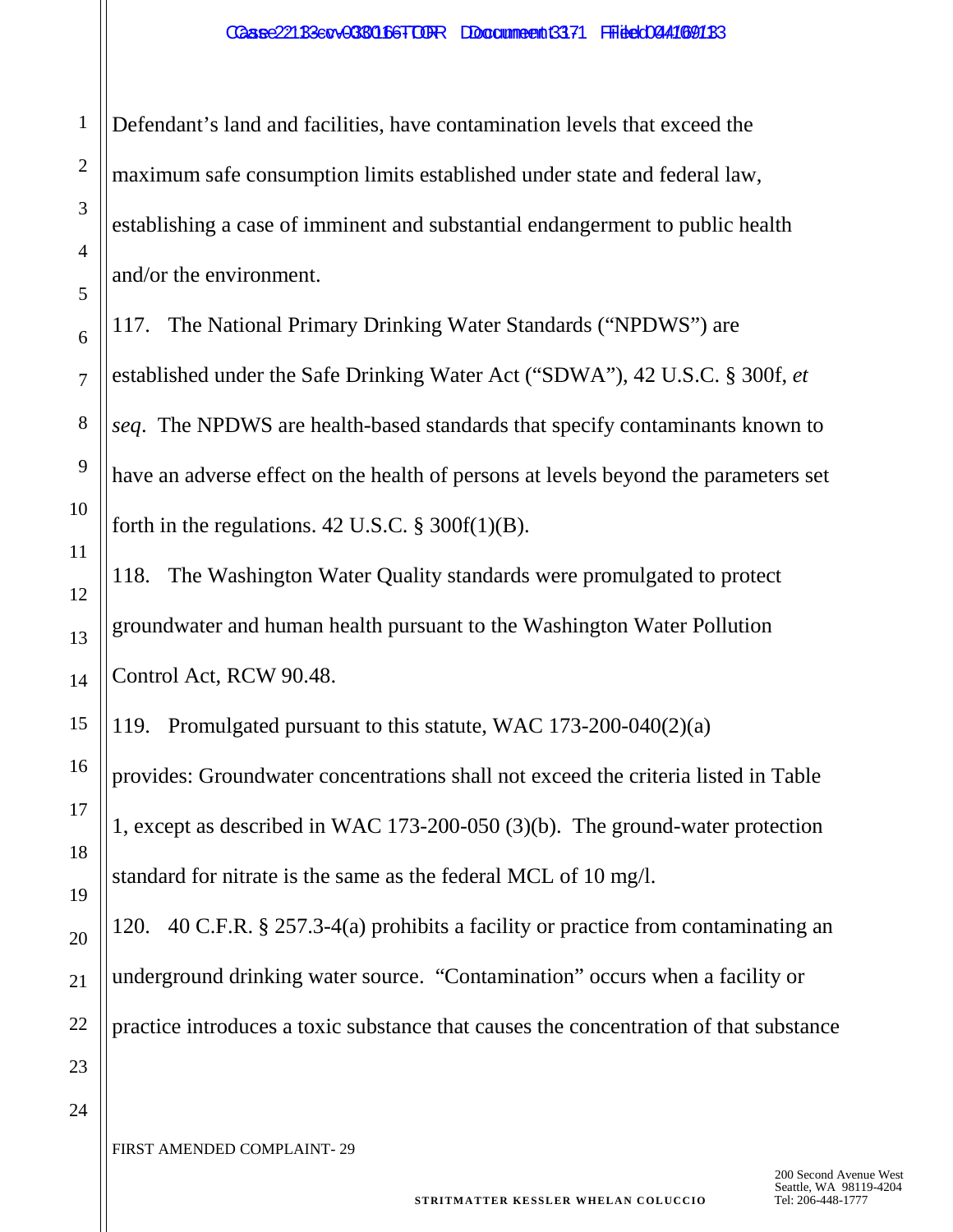Defendant's land and facilities, have contamination levels that exceed the maximum safe consumption limits established under state and federal law, establishing a case of imminent and substantial endangerment to public health and/or the environment.

117. The National Primary Drinking Water Standards ("NPDWS") are established under the Safe Drinking Water Act ("SDWA"), 42 U.S.C. § 300f, *et seq*. The NPDWS are health-based standards that specify contaminants known to have an adverse effect on the health of persons at levels beyond the parameters set forth in the regulations. 42 U.S.C. § 300f(1)(B).

118. The Washington Water Quality standards were promulgated to protect groundwater and human health pursuant to the Washington Water Pollution Control Act, RCW 90.48.

119. Promulgated pursuant to this statute, WAC 173-200-040(2)(a) provides: Groundwater concentrations shall not exceed the criteria listed in Table 1, except as described in WAC 173-200-050 (3)(b). The ground-water protection standard for nitrate is the same as the federal MCL of 10 mg/l.

120. 40 C.F.R. § 257.3-4(a) prohibits a facility or practice from contaminating an underground drinking water source. "Contamination" occurs when a facility or practice introduces a toxic substance that causes the concentration of that substance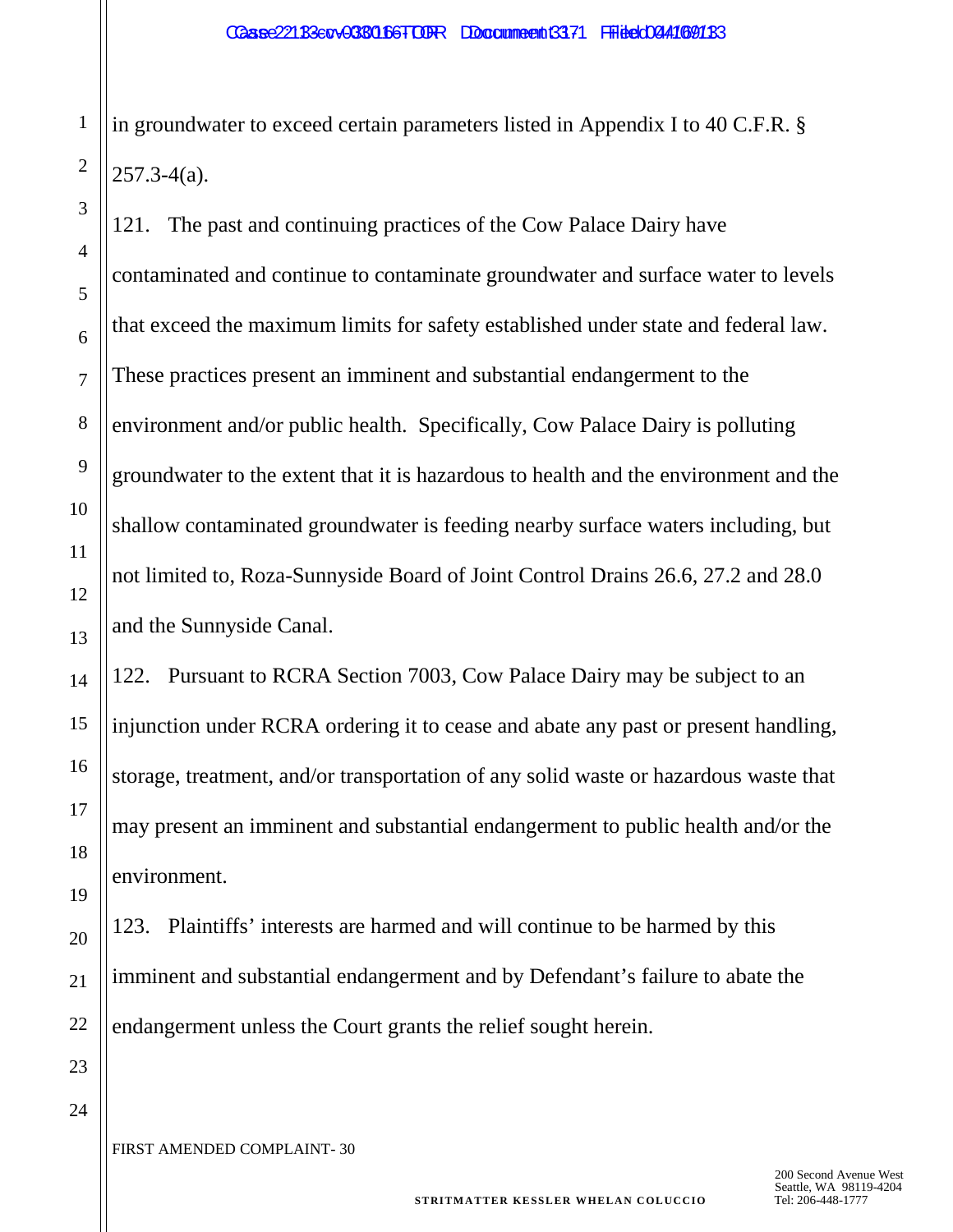in groundwater to exceed certain parameters listed in Appendix I to 40 C.F.R. § 257.3-4(a).

121. The past and continuing practices of the Cow Palace Dairy have contaminated and continue to contaminate groundwater and surface water to levels that exceed the maximum limits for safety established under state and federal law. These practices present an imminent and substantial endangerment to the environment and/or public health. Specifically, Cow Palace Dairy is polluting groundwater to the extent that it is hazardous to health and the environment and the shallow contaminated groundwater is feeding nearby surface waters including, but not limited to, Roza-Sunnyside Board of Joint Control Drains 26.6, 27.2 and 28.0 and the Sunnyside Canal.

122. Pursuant to RCRA Section 7003, Cow Palace Dairy may be subject to an injunction under RCRA ordering it to cease and abate any past or present handling, storage, treatment, and/or transportation of any solid waste or hazardous waste that may present an imminent and substantial endangerment to public health and/or the environment.

123. Plaintiffs' interests are harmed and will continue to be harmed by this imminent and substantial endangerment and by Defendant's failure to abate the endangerment unless the Court grants the relief sought herein.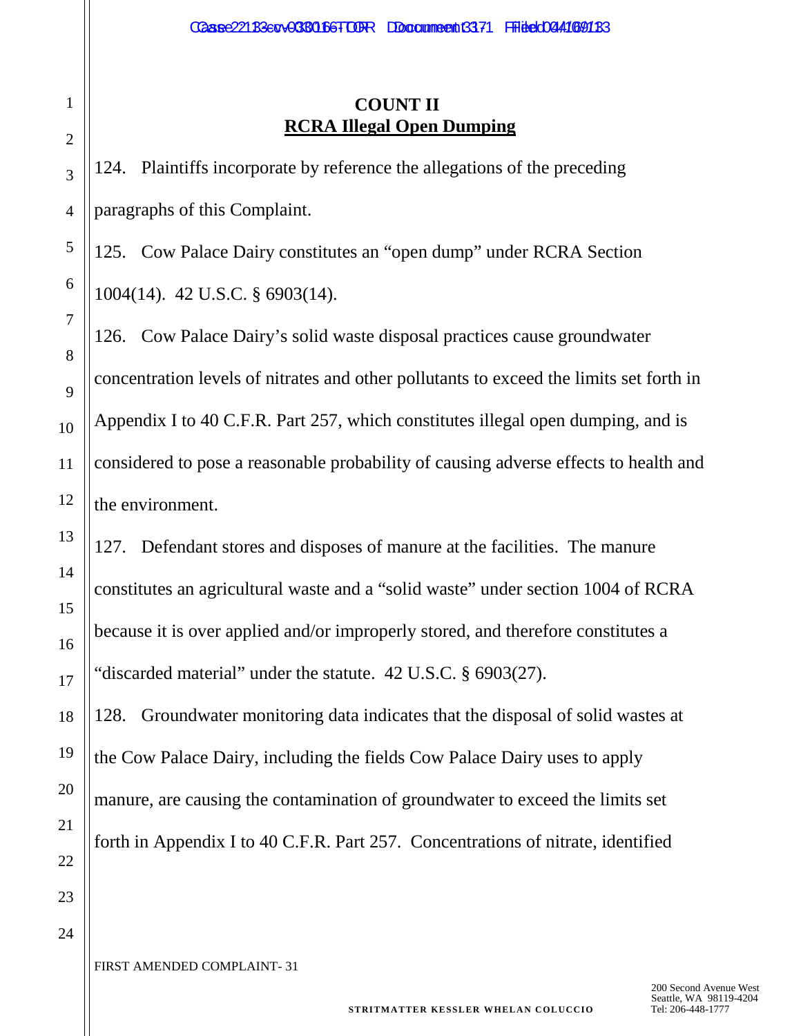**COUNT II**
**RCRA Illegal Open Dumping**

124. Plaintiffs incorporate by reference the allegations of the preceding paragraphs of this Complaint.

125. Cow Palace Dairy constitutes an "open dump" under RCRA Section 1004(14). 42 U.S.C. § 6903(14).

126. Cow Palace Dairy's solid waste disposal practices cause groundwater concentration levels of nitrates and other pollutants to exceed the limits set forth in Appendix I to 40 C.F.R. Part 257, which constitutes illegal open dumping, and is considered to pose a reasonable probability of causing adverse effects to health and the environment.

127. Defendant stores and disposes of manure at the facilities. The manure constitutes an agricultural waste and a "solid waste" under section 1004 of RCRA because it is over applied and/or improperly stored, and therefore constitutes a "discarded material" under the statute. 42 U.S.C. § 6903(27).

128. Groundwater monitoring data indicates that the disposal of solid wastes at the Cow Palace Dairy, including the fields Cow Palace Dairy uses to apply manure, are causing the contamination of groundwater to exceed the limits set forth in Appendix I to 40 C.F.R. Part 257. Concentrations of nitrate, identified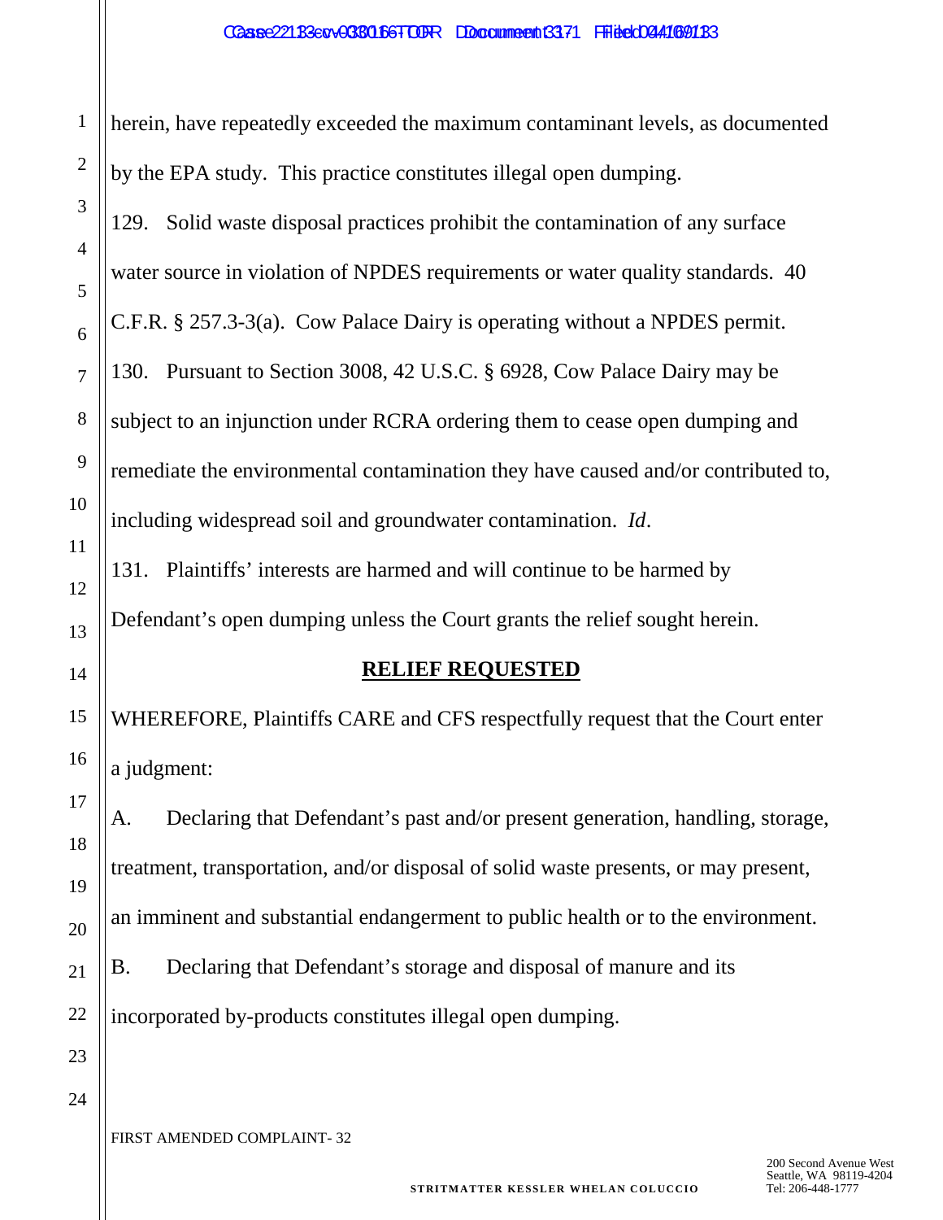herein, have repeatedly exceeded the maximum contaminant levels, as documented by the EPA study. This practice constitutes illegal open dumping.

129. Solid waste disposal practices prohibit the contamination of any surface water source in violation of NPDES requirements or water quality standards. 40 C.F.R. § 257.3-3(a). Cow Palace Dairy is operating without a NPDES permit.

130. Pursuant to Section 3008, 42 U.S.C. § 6928, Cow Palace Dairy may be subject to an injunction under RCRA ordering them to cease open dumping and remediate the environmental contamination they have caused and/or contributed to, including widespread soil and groundwater contamination. *Id*.

131. Plaintiffs' interests are harmed and will continue to be harmed by Defendant's open dumping unless the Court grants the relief sought herein.

## RELIEF REQUESTED

WHEREFORE, Plaintiffs CARE and CFS respectfully request that the Court enter a judgment:

A. Declaring that Defendant's past and/or present generation, handling, storage, treatment, transportation, and/or disposal of solid waste presents, or may present, an imminent and substantial endangerment to public health or to the environment.

B. Declaring that Defendant's storage and disposal of manure and its incorporated by-products constitutes illegal open dumping.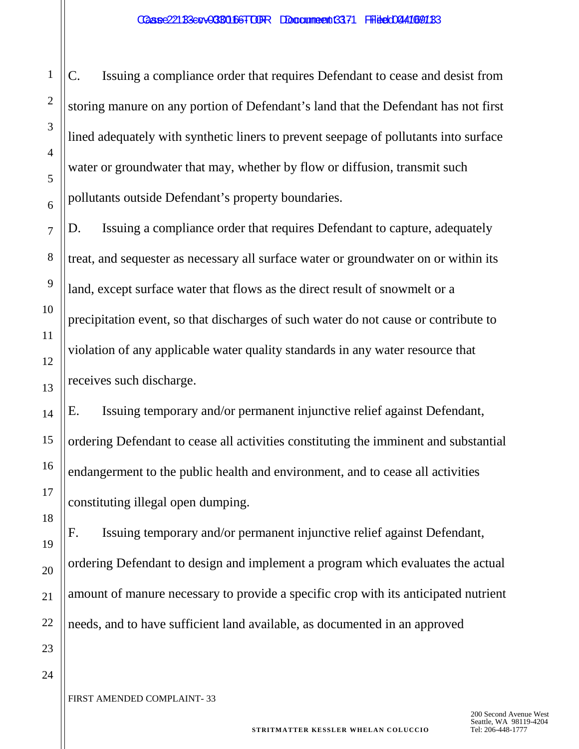C. Issuing a compliance order that requires Defendant to cease and desist from storing manure on any portion of Defendant's land that the Defendant has not first lined adequately with synthetic liners to prevent seepage of pollutants into surface water or groundwater that may, whether by flow or diffusion, transmit such pollutants outside Defendant's property boundaries.

D. Issuing a compliance order that requires Defendant to capture, adequately treat, and sequester as necessary all surface water or groundwater on or within its land, except surface water that flows as the direct result of snowmelt or a precipitation event, so that discharges of such water do not cause or contribute to violation of any applicable water quality standards in any water resource that receives such discharge.

E. Issuing temporary and/or permanent injunctive relief against Defendant, ordering Defendant to cease all activities constituting the imminent and substantial endangerment to the public health and environment, and to cease all activities constituting illegal open dumping.

F. Issuing temporary and/or permanent injunctive relief against Defendant, ordering Defendant to design and implement a program which evaluates the actual amount of manure necessary to provide a specific crop with its anticipated nutrient needs, and to have sufficient land available, as documented in an approved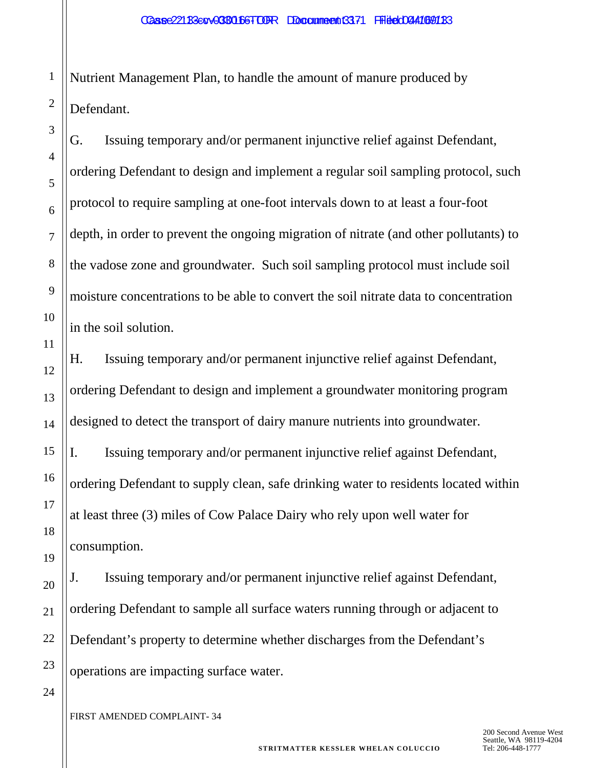Nutrient Management Plan, to handle the amount of manure produced by Defendant.

G. Issuing temporary and/or permanent injunctive relief against Defendant, ordering Defendant to design and implement a regular soil sampling protocol, such protocol to require sampling at one-foot intervals down to at least a four-foot depth, in order to prevent the ongoing migration of nitrate (and other pollutants) to the vadose zone and groundwater. Such soil sampling protocol must include soil moisture concentrations to be able to convert the soil nitrate data to concentration in the soil solution.

H. Issuing temporary and/or permanent injunctive relief against Defendant, ordering Defendant to design and implement a groundwater monitoring program designed to detect the transport of dairy manure nutrients into groundwater.

I. Issuing temporary and/or permanent injunctive relief against Defendant, ordering Defendant to supply clean, safe drinking water to residents located within at least three (3) miles of Cow Palace Dairy who rely upon well water for consumption.

J. Issuing temporary and/or permanent injunctive relief against Defendant, ordering Defendant to sample all surface waters running through or adjacent to Defendant's property to determine whether discharges from the Defendant's operations are impacting surface water.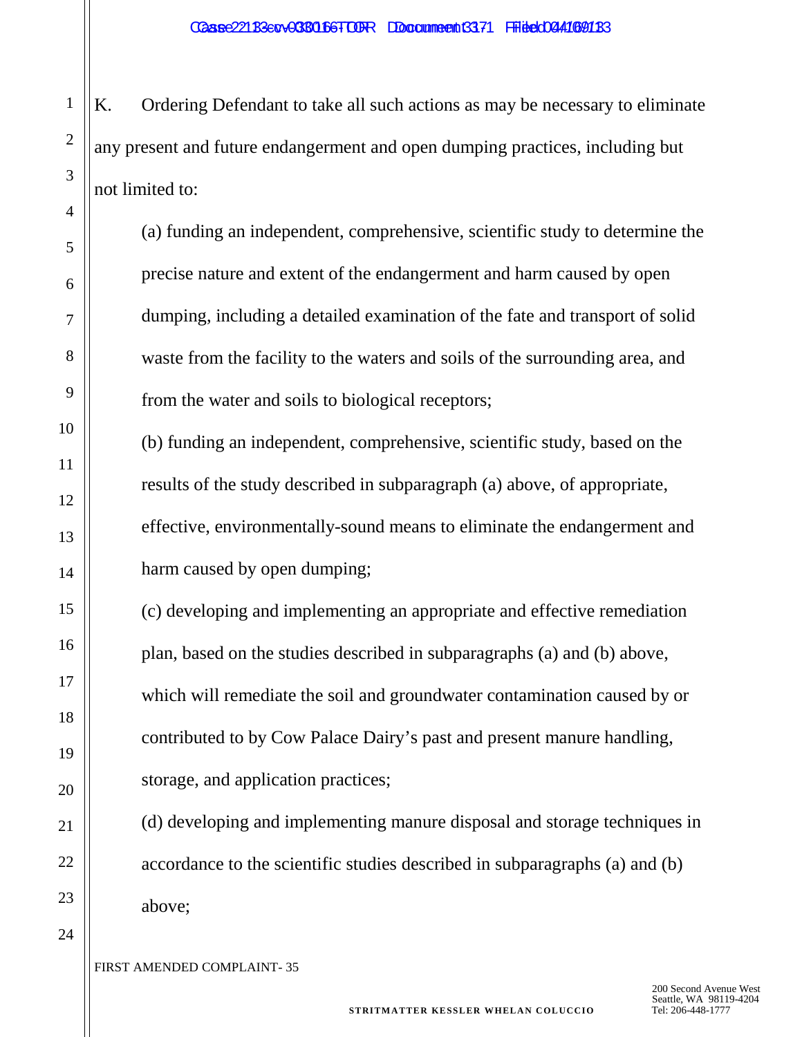K. Ordering Defendant to take all such actions as may be necessary to eliminate any present and future endangerment and open dumping practices, including but not limited to:

(a) funding an independent, comprehensive, scientific study to determine the precise nature and extent of the endangerment and harm caused by open dumping, including a detailed examination of the fate and transport of solid waste from the facility to the waters and soils of the surrounding area, and from the water and soils to biological receptors;

(b) funding an independent, comprehensive, scientific study, based on the results of the study described in subparagraph (a) above, of appropriate, effective, environmentally-sound means to eliminate the endangerment and harm caused by open dumping;

(c) developing and implementing an appropriate and effective remediation plan, based on the studies described in subparagraphs (a) and (b) above, which will remediate the soil and groundwater contamination caused by or contributed to by Cow Palace Dairy's past and present manure handling, storage, and application practices;

(d) developing and implementing manure disposal and storage techniques in accordance to the scientific studies described in subparagraphs (a) and (b) above;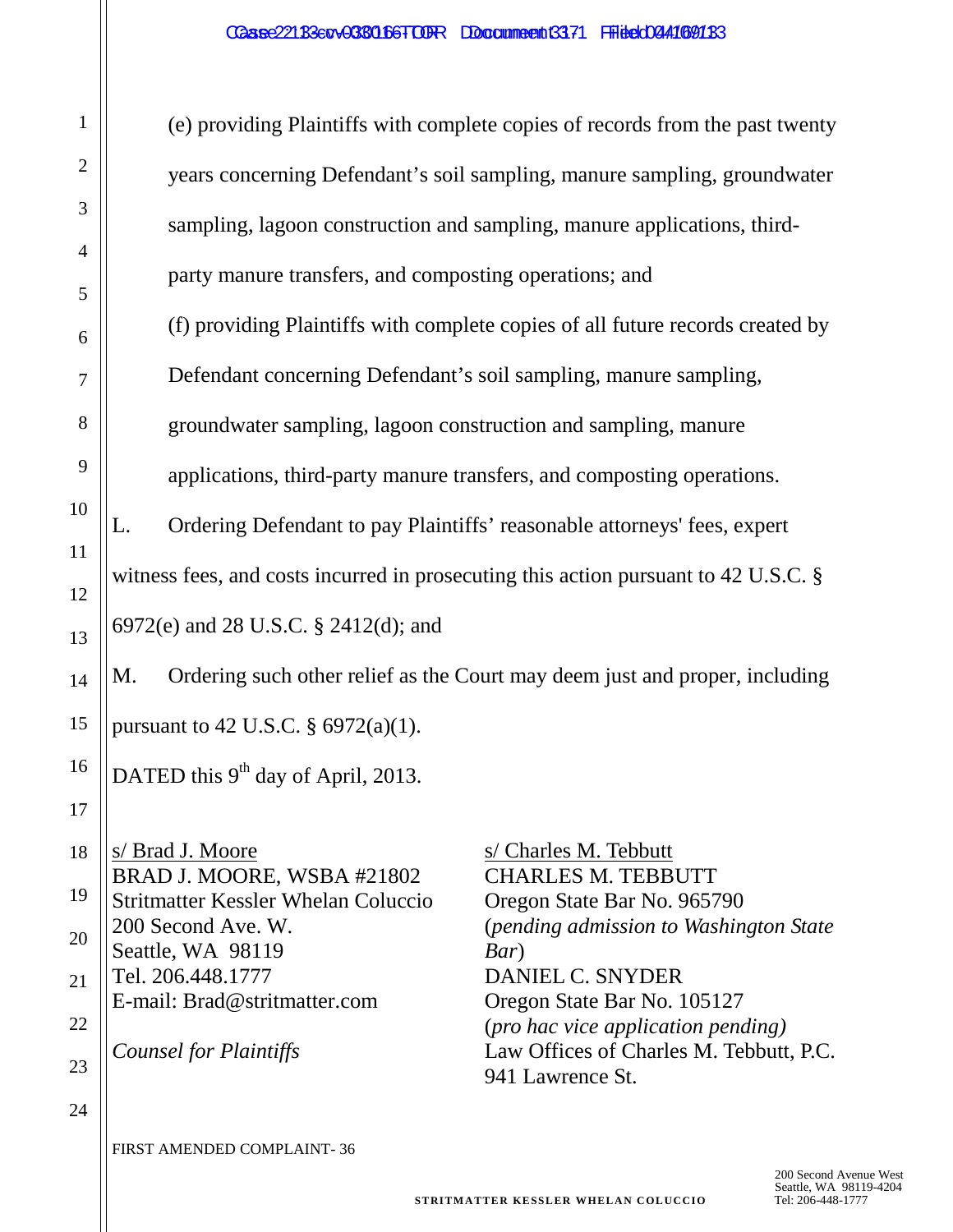(e) providing Plaintiffs with complete copies of records from the past twenty years concerning Defendant's soil sampling, manure sampling, groundwater sampling, lagoon construction and sampling, manure applications, third-party manure transfers, and composting operations; and

(f) providing Plaintiffs with complete copies of all future records created by Defendant concerning Defendant's soil sampling, manure sampling, groundwater sampling, lagoon construction and sampling, manure applications, third-party manure transfers, and composting operations.

L. Ordering Defendant to pay Plaintiffs' reasonable attorneys' fees, expert witness fees, and costs incurred in prosecuting this action pursuant to 42 U.S.C. § 6972(e) and 28 U.S.C. § 2412(d); and

M. Ordering such other relief as the Court may deem just and proper, including pursuant to 42 U.S.C. § 6972(a)(1).

DATED this 9th day of April, 2013.

s/ Brad J. Moore
BRAD J. MOORE, WSBA #21802
Stritmatter Kessler Whelan Coluccio
200 Second Ave. W.
Seattle, WA 98119
Tel. 206.448.1777
E-mail: Brad@stritmatter.com

*Counsel for Plaintiffs*

s/ Charles M. Tebbutt
CHARLES M. TEBBUTT
Oregon State Bar No. 965790
(*pending admission to Washington State Bar*)
DANIEL C. SNYDER
Oregon State Bar No. 105127
(*pro hac vice application pending)*
Law Offices of Charles M. Tebbutt, P.C.
941 Lawrence St.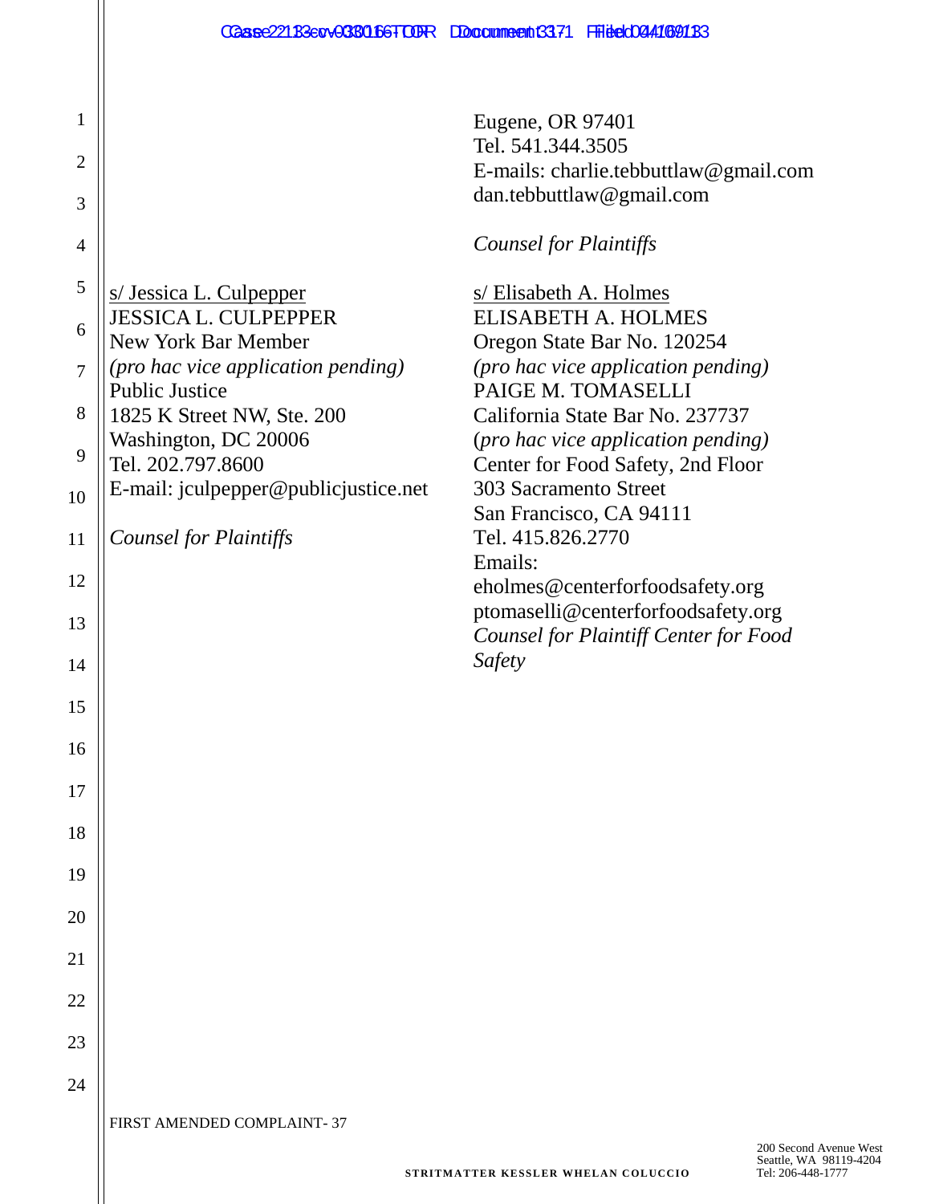Eugene, OR 97401
Tel. 541.344.3505
E-mails: charlie.tebbuttlaw@gmail.com
dan.tebbuttlaw@gmail.com

*Counsel for Plaintiffs*

s/ Jessica L. Culpepper
JESSICA L. CULPEPPER
New York Bar Member
*(pro hac vice application pending)*
Public Justice
1825 K Street NW, Ste. 200
Washington, DC 20006
Tel. 202.797.8600
E-mail: jculpepper@publicjustice.net

*Counsel for Plaintiffs*

s/ Elisabeth A. Holmes
ELISABETH A. HOLMES
Oregon State Bar No. 120254
*(pro hac vice application pending)*
PAIGE M. TOMASELLI
California State Bar No. 237737
*(pro hac vice application pending)*
Center for Food Safety, 2nd Floor
303 Sacramento Street
San Francisco, CA 94111
Tel. 415.826.2770
Emails:
eholmes@centerforfoodsafety.org
ptomaselli@centerforfoodsafety.org
*Counsel for Plaintiff Center for Food Safety*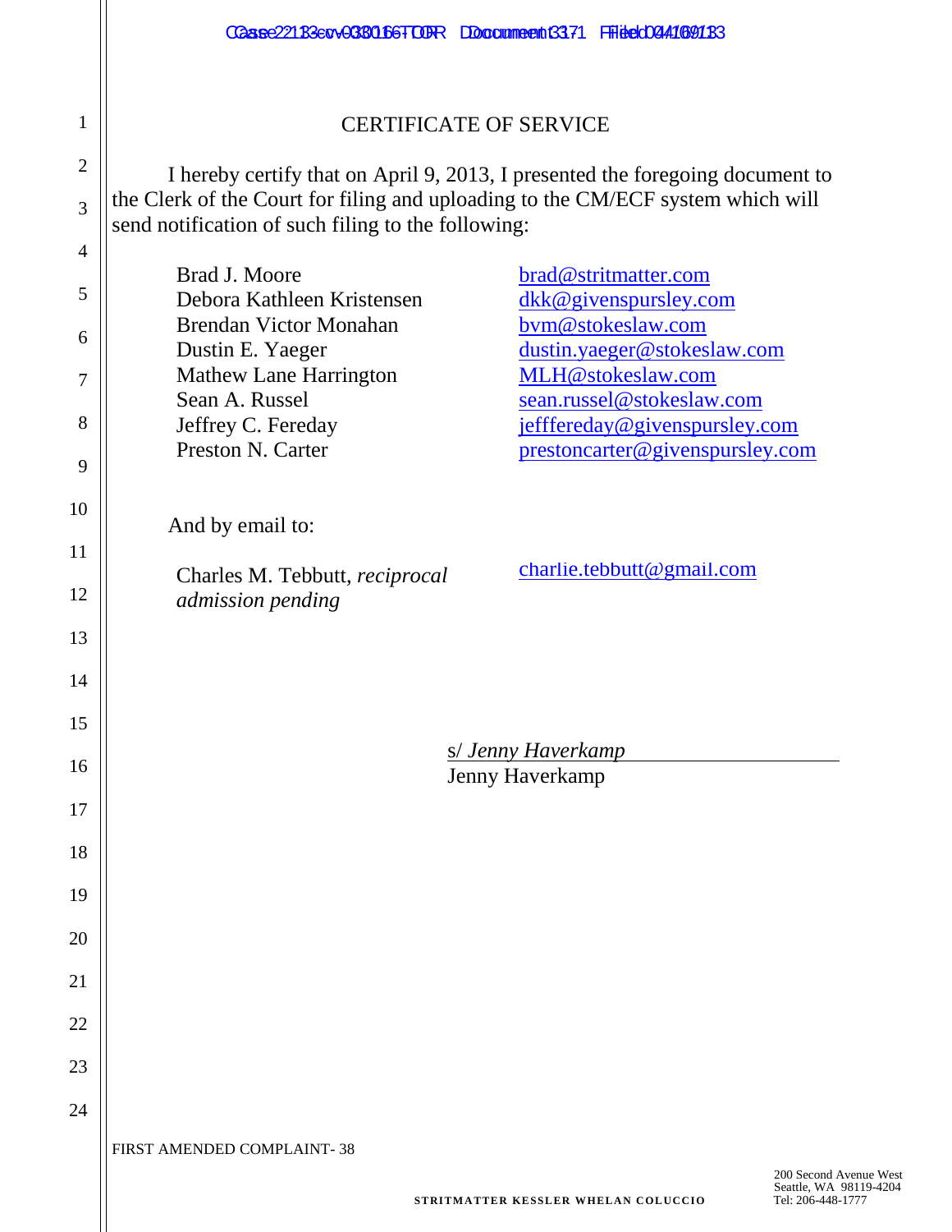# CERTIFICATE OF SERVICE

I hereby certify that on April 9, 2013, I presented the foregoing document to the Clerk of the Court for filing and uploading to the CM/ECF system which will send notification of such filing to the following:

| | |
|---|---|
| Brad J. Moore | brad@stritmatter.com |
| Debora Kathleen Kristensen | dkk@givenspursley.com |
| Brendan Victor Monahan | bvm@stokeslaw.com |
| Dustin E. Yaeger | dustin.yaeger@stokeslaw.com |
| Mathew Lane Harrington | MLH@stokeslaw.com |
| Sean A. Russel | sean.russel@stokeslaw.com |
| Jeffrey C. Fereday | jefffereday@givenspursley.com |
| Preston N. Carter | prestoncarter@givenspursley.com |

And by email to:

| | |
|---|---|
| Charles M. Tebbutt, *reciprocal admission pending* | charlie.tebbutt@gmail.com |

s/ *Jenny Haverkamp*
Jenny Haverkamp

FIRST AMENDED COMPLAINT- 38

STRITMATTER KESSLER WHELAN COLUCCIO
200 Second Avenue West
Seattle, WA 98119-4204
Tel: 206-448-1777